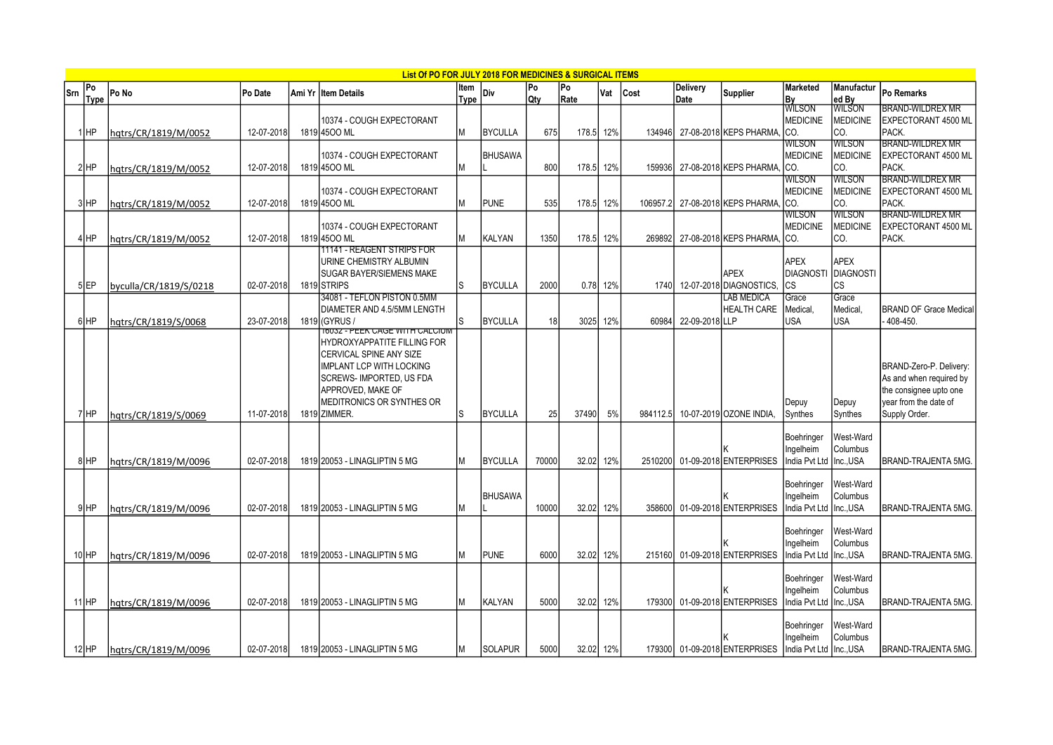# List Of PO FOR JULY 2018 FOR MEDICINES & SURGICAL ITEMS

| Srn | Po Type | Po No | Po Date | Ami Yr | Item Details | Item Type | Div | Po Qty | Po Rate | Vat | Cost | Delivery Date | Supplier | Marketed By | Manufactured By | Po Remarks |
|---|---|---|---|---|---|---|---|---|---|---|---|---|---|---|---|---|
| 1 | HP | hqtrs/CR/1819/M/0052 | 12-07-2018 | 1819 | 10374 - COUGH EXPECTORANT 45OO ML | M | BYCULLA | 675 | 178.5 | 12% | 134946 | 27-08-2018 | KEPS PHARMA, | WILSON MEDICINE CO. | WILSON MEDICINE CO. | BRAND-WILDREX MR EXPECTORANT 4500 ML PACK. |
| 2 | HP | hqtrs/CR/1819/M/0052 | 12-07-2018 | 1819 | 10374 - COUGH EXPECTORANT 45OO ML | M | BHUSAWAL | 800 | 178.5 | 12% | 159936 | 27-08-2018 | KEPS PHARMA, | WILSON MEDICINE CO. | WILSON MEDICINE CO. | BRAND-WILDREX MR EXPECTORANT 4500 ML PACK. |
| 3 | HP | hqtrs/CR/1819/M/0052 | 12-07-2018 | 1819 | 10374 - COUGH EXPECTORANT 45OO ML | M | PUNE | 535 | 178.5 | 12% | 106957.2 | 27-08-2018 | KEPS PHARMA, | WILSON MEDICINE CO. | WILSON MEDICINE CO. | BRAND-WILDREX MR EXPECTORANT 4500 ML PACK. |
| 4 | HP | hqtrs/CR/1819/M/0052 | 12-07-2018 | 1819 | 10374 - COUGH EXPECTORANT 45OO ML | M | KALYAN | 1350 | 178.5 | 12% | 269892 | 27-08-2018 | KEPS PHARMA, | WILSON MEDICINE CO. | WILSON MEDICINE CO. | BRAND-WILDREX MR EXPECTORANT 4500 ML PACK. |
| 5 | EP | byculla/CR/1819/S/0218 | 02-07-2018 | 1819 | 11141 - REAGENT STRIPS FOR URINE CHEMISTRY ALBUMIN SUGAR BAYER/SIEMENS MAKE STRIPS | S | BYCULLA | 2000 | 0.78 | 12% | 1740 | 12-07-2018 | APEX DIAGNOSTICS, | APEX DIAGNOSTICS | APEX DIAGNOSTICS | |
| 6 | HP | hqtrs/CR/1819/S/0068 | 23-07-2018 | 1819 | 34081 - TEFLON PISTON 0.5MM DIAMETER AND 4.5/5MM LENGTH (GYRUS / | S | BYCULLA | 18 | 3025 | 12% | 60984 | 22-09-2018 | LAB MEDICA HEALTH CARE LLP | Grace Medical, USA | Grace Medical, USA | BRAND OF Grace Medical - 408-450. |
| 7 | HP | hqtrs/CR/1819/S/0069 | 11-07-2018 | 1819 | 18032 - PEEK CAGE WITH CALCIUM HYDROXYAPPATITE FILLING FOR CERVICAL SPINE ANY SIZE IMPLANT LCP WITH LOCKING SCREWS- IMPORTED, US FDA APPROVED, MAKE OF MEDITRONICS OR SYNTHES OR ZIMMER. | S | BYCULLA | 25 | 37490 | 5% | 984112.5 | 10-07-2019 | OZONE INDIA, | Depuy Synthes | Depuy Synthes | BRAND-Zero-P. Delivery: As and when required by the consignee upto one year from the date of Supply Order. |
| 8 | HP | hqtrs/CR/1819/M/0096 | 02-07-2018 | 1819 | 20053 - LINAGLIPTIN 5 MG | M | BYCULLA | 70000 | 32.02 | 12% | 2510200 | 01-09-2018 | K ENTERPRISES | Boehringer Ingelheim India Pvt Ltd | West-Ward Columbus Inc.,USA | BRAND-TRAJENTA 5MG. |
| 9 | HP | hqtrs/CR/1819/M/0096 | 02-07-2018 | 1819 | 20053 - LINAGLIPTIN 5 MG | M | BHUSAWAL | 10000 | 32.02 | 12% | 358600 | 01-09-2018 | K ENTERPRISES | Boehringer Ingelheim India Pvt Ltd | West-Ward Columbus Inc.,USA | BRAND-TRAJENTA 5MG. |
| 10 | HP | hqtrs/CR/1819/M/0096 | 02-07-2018 | 1819 | 20053 - LINAGLIPTIN 5 MG | M | PUNE | 6000 | 32.02 | 12% | 215160 | 01-09-2018 | K ENTERPRISES | Boehringer Ingelheim India Pvt Ltd | West-Ward Columbus Inc.,USA | BRAND-TRAJENTA 5MG. |
| 11 | HP | hqtrs/CR/1819/M/0096 | 02-07-2018 | 1819 | 20053 - LINAGLIPTIN 5 MG | M | KALYAN | 5000 | 32.02 | 12% | 179300 | 01-09-2018 | K ENTERPRISES | Boehringer Ingelheim India Pvt Ltd | West-Ward Columbus Inc.,USA | BRAND-TRAJENTA 5MG. |
| 12 | HP | hqtrs/CR/1819/M/0096 | 02-07-2018 | 1819 | 20053 - LINAGLIPTIN 5 MG | M | SOLAPUR | 5000 | 32.02 | 12% | 179300 | 01-09-2018 | K ENTERPRISES | Boehringer Ingelheim India Pvt Ltd | West-Ward Columbus Inc.,USA | BRAND-TRAJENTA 5MG. |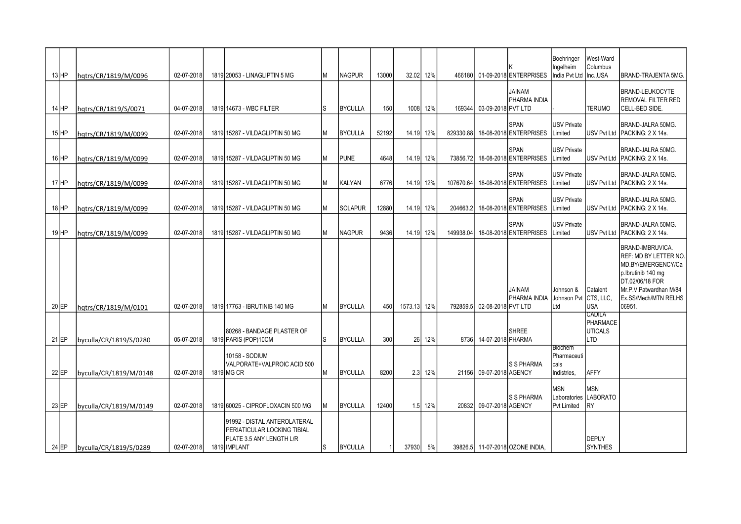| | | | | | | | | | | | | | | | | |
|---|---|---|---|---|---|---|---|---|---|---|---|---|---|---|---|---|
| 13 | HP | hqtrs/CR/1819/M/0096 | 02-07-2018 | 1819 | 20053 - LINAGLIPTIN 5 MG | M | NAGPUR | 13000 | 32.02 | 12% | 466180 | 01-09-2018 | K ENTERPRISES | Boehringer Ingelheim India Pvt Ltd | West-Ward Columbus Inc.,USA | BRAND-TRAJENTA 5MG. |
| 14 | HP | hqtrs/CR/1819/S/0071 | 04-07-2018 | 1819 | 14673 - WBC FILTER | S | BYCULLA | 150 | 1008 | 12% | 169344 | 03-09-2018 | JAINAM PHARMA INDIA PVT LTD | - | TERUMO | BRAND-LEUKOCYTE REMOVAL FILTER RED CELL-BED SIDE. |
| 15 | HP | hqtrs/CR/1819/M/0099 | 02-07-2018 | 1819 | 15287 - VILDAGLIPTIN 50 MG | M | BYCULLA | 52192 | 14.19 | 12% | 829330.88 | 18-08-2018 | SPAN ENTERPRISES | USV Private Limited | USV Pvt Ltd | BRAND-JALRA 50MG. PACKING: 2 X 14s. |
| 16 | HP | hqtrs/CR/1819/M/0099 | 02-07-2018 | 1819 | 15287 - VILDAGLIPTIN 50 MG | M | PUNE | 4648 | 14.19 | 12% | 73856.72 | 18-08-2018 | SPAN ENTERPRISES | USV Private Limited | USV Pvt Ltd | BRAND-JALRA 50MG. PACKING: 2 X 14s. |
| 17 | HP | hqtrs/CR/1819/M/0099 | 02-07-2018 | 1819 | 15287 - VILDAGLIPTIN 50 MG | M | KALYAN | 6776 | 14.19 | 12% | 107670.64 | 18-08-2018 | SPAN ENTERPRISES | USV Private Limited | USV Pvt Ltd | BRAND-JALRA 50MG. PACKING: 2 X 14s. |
| 18 | HP | hqtrs/CR/1819/M/0099 | 02-07-2018 | 1819 | 15287 - VILDAGLIPTIN 50 MG | M | SOLAPUR | 12880 | 14.19 | 12% | 204663.2 | 18-08-2018 | SPAN ENTERPRISES | USV Private Limited | USV Pvt Ltd | BRAND-JALRA 50MG. PACKING: 2 X 14s. |
| 19 | HP | hqtrs/CR/1819/M/0099 | 02-07-2018 | 1819 | 15287 - VILDAGLIPTIN 50 MG | M | NAGPUR | 9436 | 14.19 | 12% | 149938.04 | 18-08-2018 | SPAN ENTERPRISES | USV Private Limited | USV Pvt Ltd | BRAND-JALRA 50MG. PACKING: 2 X 14s. |
| 20 | EP | hqtrs/CR/1819/M/0101 | 02-07-2018 | 1819 | 17763 - IBRUTINIB 140 MG | M | BYCULLA | 450 | 1573.13 | 12% | 792859.5 | 02-08-2018 | JAINAM PHARMA INDIA PVT LTD | Johnson & Johnson Pvt Ltd | Catalent CTS, LLC, USA | BRAND-IMBRUVICA. REF: MD BY LETTER NO. MD.BY/EMERGENCY/Cap.Ibrutinib 140 mg DT.02/06/18 FOR Mr.P.V.Patwardhan M/84 Ex.SS/Mech/MTN RELHS 06951. |
| 21 | EP | byculla/CR/1819/S/0280 | 05-07-2018 | 1819 | 80268 - BANDAGE PLASTER OF PARIS (POP)10CM | S | BYCULLA | 300 | 26 | 12% | 8736 | 14-07-2018 | SHREE PHARMA | | CADILA PHARMACEUTICALS LTD | |
| 22 | EP | byculla/CR/1819/M/0148 | 02-07-2018 | 1819 | 10158 - SODIUM VALPORATE+VALPROIC ACID 500 MG CR | M | BYCULLA | 8200 | 2.3 | 12% | 21156 | 09-07-2018 | S S PHARMA AGENCY | Biochem Pharmaceuticals Indistries, | AFFY | |
| 23 | EP | byculla/CR/1819/M/0149 | 02-07-2018 | 1819 | 60025 - CIPROFLOXACIN 500 MG | M | BYCULLA | 12400 | 1.5 | 12% | 20832 | 09-07-2018 | S S PHARMA AGENCY | MSN Laboratories Pvt Limited | MSN LABORATORY | |
| 24 | EP | byculla/CR/1819/S/0289 | 02-07-2018 | 1819 | 91992 - DISTAL ANTEROLATERAL PERIATICULAR LOCKING TIBIAL PLATE 3.5 ANY LENGTH L/R IMPLANT | S | BYCULLA | 1 | 37930 | 5% | 39826.5 | 11-07-2018 | OZONE INDIA, | | DEPUY SYNTHES | |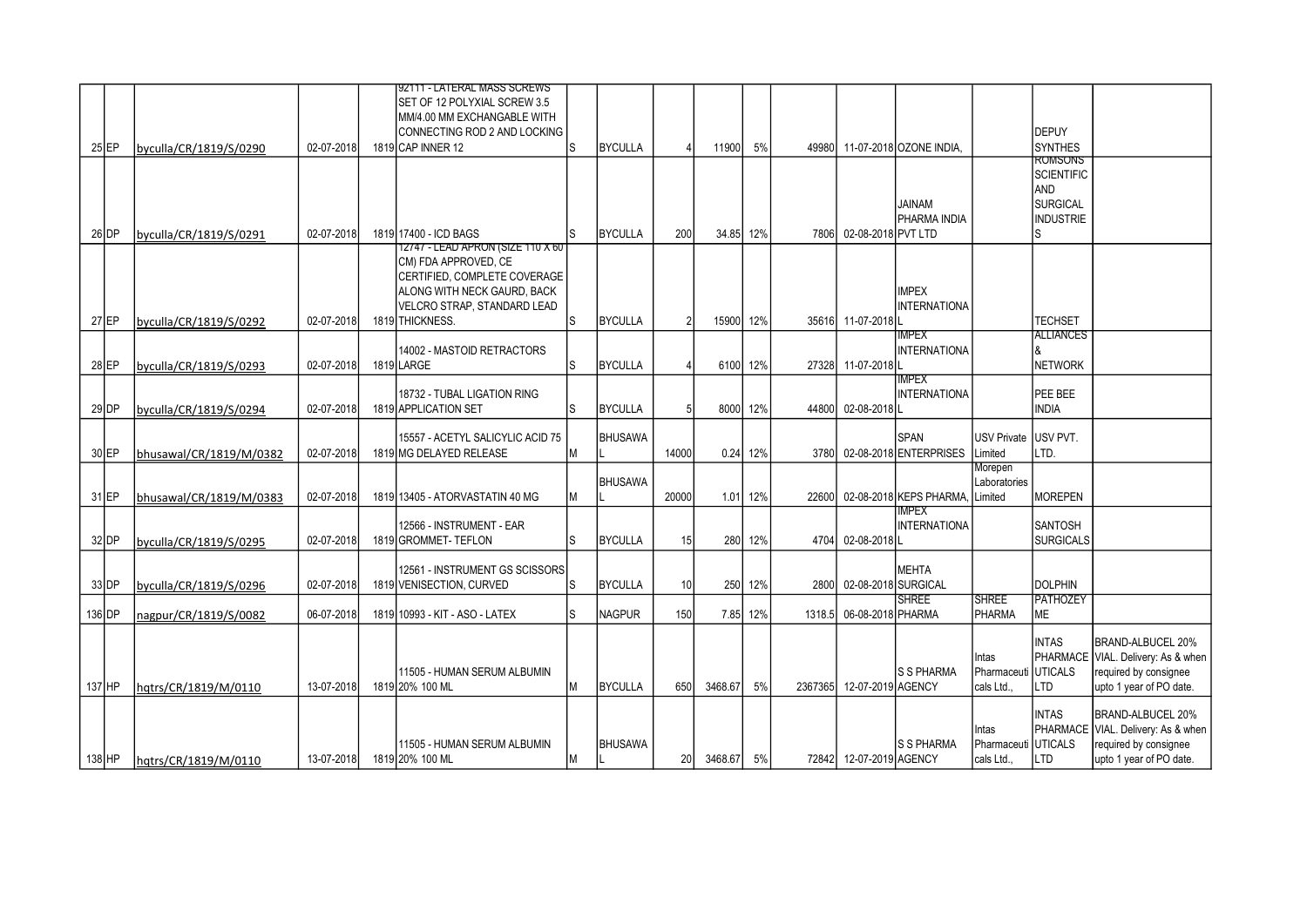| | | | | | | | | | | | | | | | | |
|---|---|---|---|---|---|---|---|---|---|---|---|---|---|---|---|---|
| 25 | EP | byculla/CR/1819/S/0290 | 02-07-2018 | 1819 | 92111 - LATERAL MASS SCREWS SET OF 12 POLYXIAL SCREW 3.5 MM/4.00 MM EXCHANGABLE WITH CONNECTING ROD 2 AND LOCKING CAP INNER 12 | S | BYCULLA | 4 | 11900 | 5% | 49980 | 11-07-2018 | OZONE INDIA, | | DEPUY SYNTHES | |
| 26 | DP | byculla/CR/1819/S/0291 | 02-07-2018 | 1819 | 17400 - ICD BAGS | S | BYCULLA | 200 | 34.85 | 12% | 7806 | 02-08-2018 | JAINAM PHARMA INDIA PVT LTD | | ROMSONS SCIENTIFIC AND SURGICAL INDUSTRIES | |
| 27 | EP | byculla/CR/1819/S/0292 | 02-07-2018 | 1819 | 12747 - LEAD APRON (SIZE 110 X 60 CM) FDA APPROVED, CE CERTIFIED, COMPLETE COVERAGE ALONG WITH NECK GAURD, BACK VELCRO STRAP, STANDARD LEAD THICKNESS. | S | BYCULLA | 2 | 15900 | 12% | 35616 | 11-07-2018 | IMPEX INTERNATIONAL | | TECHSET | |
| 28 | EP | byculla/CR/1819/S/0293 | 02-07-2018 | 1819 | 14002 - MASTOID RETRACTORS LARGE | S | BYCULLA | 4 | 6100 | 12% | 27328 | 11-07-2018 | IMPEX INTERNATIONAL | | ALLIANCES & NETWORK | |
| 29 | DP | byculla/CR/1819/S/0294 | 02-07-2018 | 1819 | 18732 - TUBAL LIGATION RING APPLICATION SET | S | BYCULLA | 5 | 8000 | 12% | 44800 | 02-08-2018 | IMPEX INTERNATIONAL | | PEE BEE INDIA | |
| 30 | EP | bhusawal/CR/1819/M/0382 | 02-07-2018 | 1819 | 15557 - ACETYL SALICYLIC ACID 75 MG DELAYED RELEASE | M | BHUSAWAL | 14000 | 0.24 | 12% | 3780 | 02-08-2018 | SPAN ENTERPRISES | USV Private Limited | USV PVT. LTD. | |
| 31 | EP | bhusawal/CR/1819/M/0383 | 02-07-2018 | 1819 | 13405 - ATORVASTATIN 40 MG | M | BHUSAWAL | 20000 | 1.01 | 12% | 22600 | 02-08-2018 | KEPS PHARMA, | Morepen Laboratories Limited | MOREPEN | |
| 32 | DP | byculla/CR/1819/S/0295 | 02-07-2018 | 1819 | 12566 - INSTRUMENT - EAR GROMMET- TEFLON | S | BYCULLA | 15 | 280 | 12% | 4704 | 02-08-2018 | IMPEX INTERNATIONAL | | SANTOSH SURGICALS | |
| 33 | DP | byculla/CR/1819/S/0296 | 02-07-2018 | 1819 | 12561 - INSTRUMENT GS SCISSORS VENISECTION, CURVED | S | BYCULLA | 10 | 250 | 12% | 2800 | 02-08-2018 | MEHTA SURGICAL | | DOLPHIN | |
| 136 | DP | nagpur/CR/1819/S/0082 | 06-07-2018 | 1819 | 10993 - KIT - ASO - LATEX | S | NAGPUR | 150 | 7.85 | 12% | 1318.5 | 06-08-2018 | SHREE PHARMA | SHREE PHARMA | PATHOZEYME | |
| 137 | HP | hqtrs/CR/1819/M/0110 | 13-07-2018 | 1819 | 11505 - HUMAN SERUM ALBUMIN 20% 100 ML | M | BYCULLA | 650 | 3468.67 | 5% | 2367365 | 12-07-2019 | S S PHARMA AGENCY | Intas Pharmaceuticals Ltd., | INTAS PHARMACEUTICALS LTD | BRAND-ALBUCEL 20% VIAL. Delivery: As & when required by consignee upto 1 year of PO date. |
| 138 | HP | hqtrs/CR/1819/M/0110 | 13-07-2018 | 1819 | 11505 - HUMAN SERUM ALBUMIN 20% 100 ML | M | BHUSAWAL | 20 | 3468.67 | 5% | 72842 | 12-07-2019 | S S PHARMA AGENCY | Intas Pharmaceuticals Ltd., | INTAS PHARMACEUTICALS LTD | BRAND-ALBUCEL 20% VIAL. Delivery: As & when required by consignee upto 1 year of PO date. |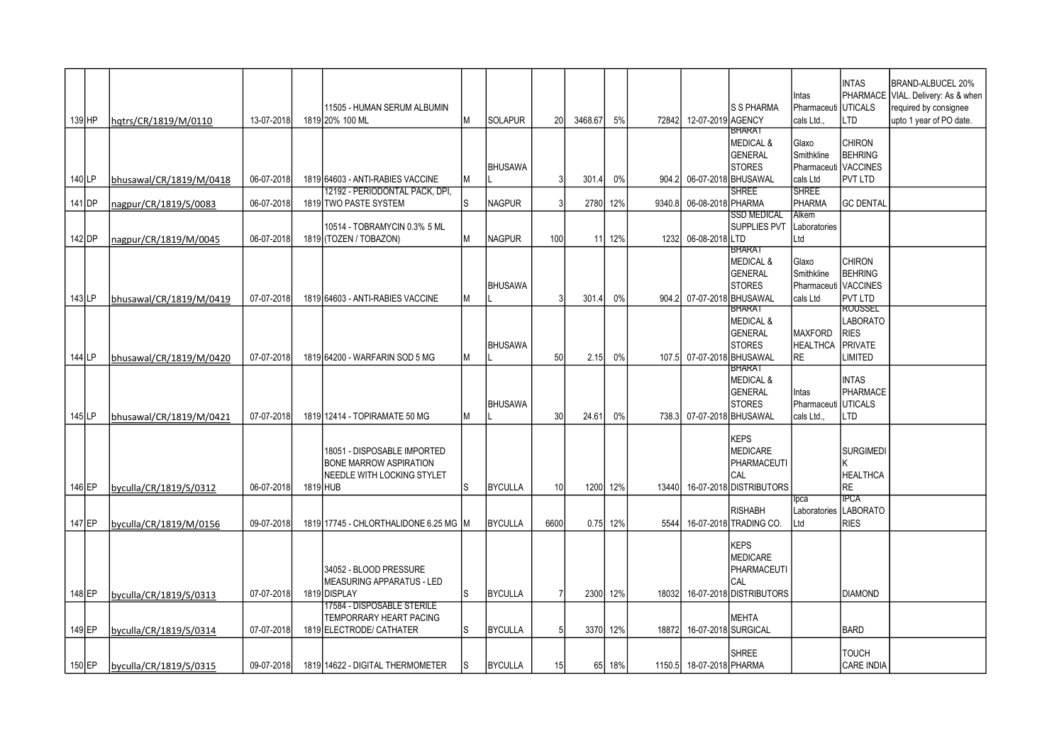| | | | | | | | | | | | | | | | | | |
|---|---|---|---|---|---|---|---|---|---|---|---|---|---|---|---|---|---|
| 139 | HP | hqtrs/CR/1819/M/0110 | 13-07-2018 | 1819 | 11505 - HUMAN SERUM ALBUMIN 20% 100 ML | M | SOLAPUR | 20 | 3468.67 | 5% | 72842 | 12-07-2019 | S S PHARMA AGENCY | Intas Pharmaceuticals Ltd., | INTAS PHARMACEUTICALS LTD | BRAND-ALBUCEL 20% VIAL. Delivery: As & when required by consignee upto 1 year of PO date. |
| 140 | LP | bhusawal/CR/1819/M/0418 | 06-07-2018 | 1819 | 64603 - ANTI-RABIES VACCINE | M | BHUSAWAL | 3 | 301.4 | 0% | 904.2 | 06-07-2018 | BHARAT MEDICAL & GENERAL STORES BHUSAWAL | Glaxo Smithkline Pharmaceuticals Ltd | CHIRON BEHRING VACCINES PVT LTD | |
| 141 | DP | nagpur/CR/1819/S/0083 | 06-07-2018 | 1819 | 12192 - PERIODONTAL PACK, DPI, TWO PASTE SYSTEM | S | NAGPUR | 3 | 2780 | 12% | 9340.8 | 06-08-2018 | SHREE PHARMA | SHREE PHARMA | GC DENTAL | |
| 142 | DP | nagpur/CR/1819/M/0045 | 06-07-2018 | 1819 | 10514 - TOBRAMYCIN 0.3% 5 ML (TOZEN / TOBAZON) | M | NAGPUR | 100 | 11 | 12% | 1232 | 06-08-2018 | SSD MEDICAL SUPPLIES PVT LTD | Alkem Laboratories Ltd | | |
| 143 | LP | bhusawal/CR/1819/M/0419 | 07-07-2018 | 1819 | 64603 - ANTI-RABIES VACCINE | M | BHUSAWAL | 3 | 301.4 | 0% | 904.2 | 07-07-2018 | BHARAT MEDICAL & GENERAL STORES BHUSAWAL | Glaxo Smithkline Pharmaceuticals Ltd | CHIRON BEHRING VACCINES PVT LTD | |
| 144 | LP | bhusawal/CR/1819/M/0420 | 07-07-2018 | 1819 | 64200 - WARFARIN SOD 5 MG | M | BHUSAWAL | 50 | 2.15 | 0% | 107.5 | 07-07-2018 | BHARAT MEDICAL & GENERAL STORES BHUSAWAL | MAXFORD HEALTHCARE | ROUSSEL LABORATORIES PRIVATE LIMITED | |
| 145 | LP | bhusawal/CR/1819/M/0421 | 07-07-2018 | 1819 | 12414 - TOPIRAMATE 50 MG | M | BHUSAWAL | 30 | 24.61 | 0% | 738.3 | 07-07-2018 | BHARAT MEDICAL & GENERAL STORES BHUSAWAL | Intas Pharmaceuticals Ltd., | INTAS PHARMACEUTICALS LTD | |
| 146 | EP | byculla/CR/1819/S/0312 | 06-07-2018 | 1819 | 18051 - DISPOSABLE IMPORTED BONE MARROW ASPIRATION NEEDLE WITH LOCKING STYLET HUB | S | BYCULLA | 10 | 1200 | 12% | 13440 | 16-07-2018 | KEPS MEDICARE PHARMACEUTICAL DISTRIBUTORS | | SURGIMEDIK HEALTHCARE | |
| 147 | EP | byculla/CR/1819/M/0156 | 09-07-2018 | 1819 | 17745 - CHLORTHALIDONE 6.25 MG | M | BYCULLA | 6600 | 0.75 | 12% | 5544 | 16-07-2018 | RISHABH TRADING CO. | Ipca Laboratories Ltd | IPCA LABORATORIES | |
| 148 | EP | byculla/CR/1819/S/0313 | 07-07-2018 | 1819 | 34052 - BLOOD PRESSURE MEASURING APPARATUS - LED DISPLAY | S | BYCULLA | 7 | 2300 | 12% | 18032 | 16-07-2018 | KEPS MEDICARE PHARMACEUTICAL DISTRIBUTORS | | DIAMOND | |
| 149 | EP | byculla/CR/1819/S/0314 | 07-07-2018 | 1819 | 17584 - DISPOSABLE STERILE TEMPORRARY HEART PACING ELECTRODE/ CATHATER | S | BYCULLA | 5 | 3370 | 12% | 18872 | 16-07-2018 | MEHTA SURGICAL | | BARD | |
| 150 | EP | byculla/CR/1819/S/0315 | 09-07-2018 | 1819 | 14622 - DIGITAL THERMOMETER | S | BYCULLA | 15 | 65 | 18% | 1150.5 | 18-07-2018 | SHREE PHARMA | | TOUCH CARE INDIA | |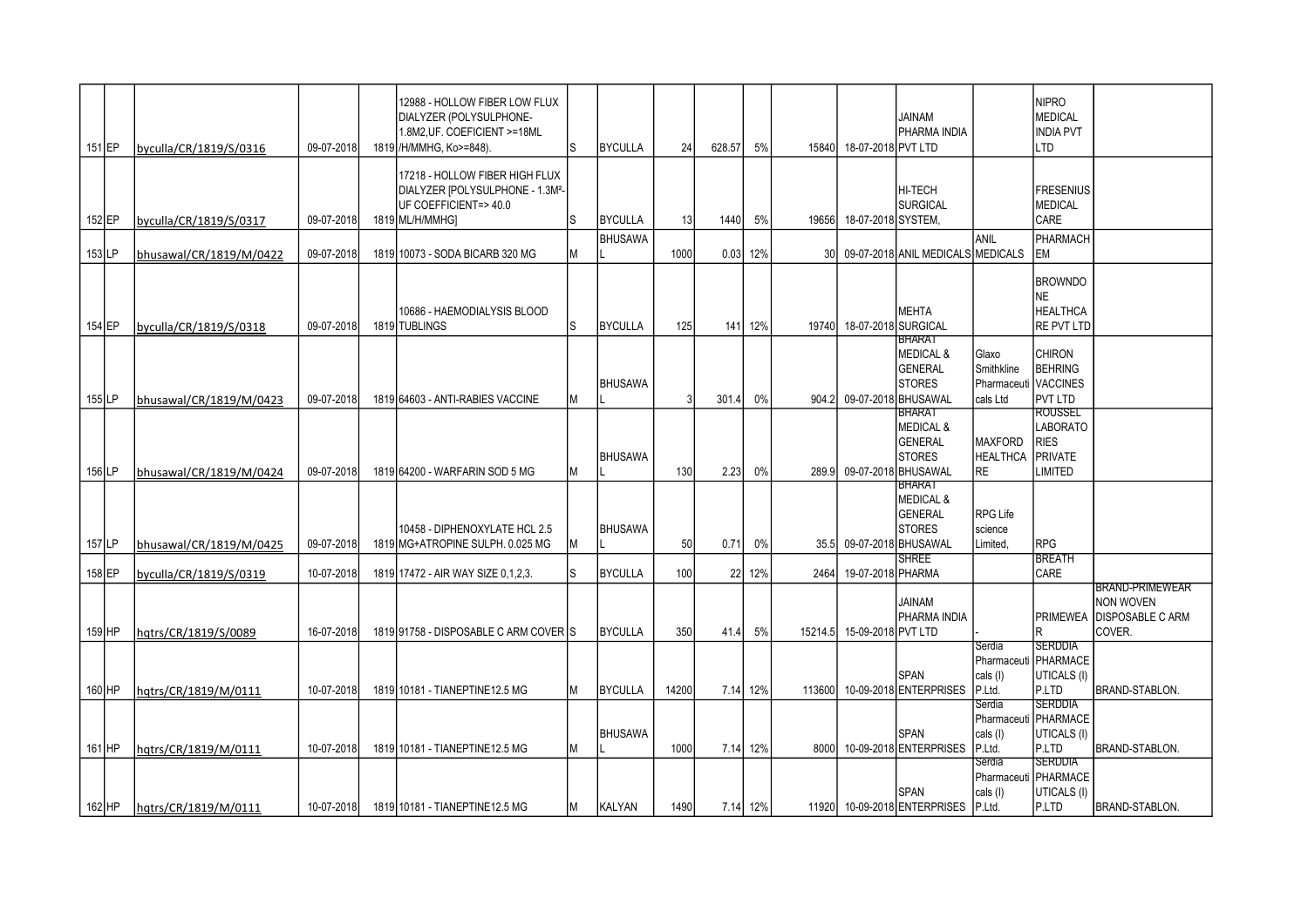| | | | | | | | | | | | | | | | | |
|---|---|---|---|---|---|---|---|---|---|---|---|---|---|---|---|---|
| 151 | EP | byculla/CR/1819/S/0316 | 09-07-2018 | 1819 | 12988 - HOLLOW FIBER LOW FLUX DIALYZER (POLYSULPHONE-1.8M2,UF. COEFICIENT >=18ML /H/MMHG, Ko>=848). | S | BYCULLA | 24 | 628.57 | 5% | 15840 | 18-07-2018 | JAINAM PHARMA INDIA PVT LTD | | NIPRO MEDICAL INDIA PVT LTD | |
| 152 | EP | byculla/CR/1819/S/0317 | 09-07-2018 | 1819 | 17218 - HOLLOW FIBER HIGH FLUX DIALYZER [POLYSULPHONE - 1.3M²-UF COEFFICIENT=> 40.0 ML/H/MMHG] | S | BYCULLA | 13 | 1440 | 5% | 19656 | 18-07-2018 | HI-TECH SURGICAL SYSTEM, | | FRESENIUS MEDICAL CARE | |
| 153 | LP | bhusawal/CR/1819/M/0422 | 09-07-2018 | 1819 | 10073 - SODA BICARB 320 MG | M | BHUSAWAL | 1000 | 0.03 | 12% | 30 | 09-07-2018 | ANIL MEDICALS | ANIL MEDICALS | PHARMACHEM | |
| 154 | EP | byculla/CR/1819/S/0318 | 09-07-2018 | 1819 | 10686 - HAEMODIALYSIS BLOOD TUBLINGS | S | BYCULLA | 125 | 141 | 12% | 19740 | 18-07-2018 | MEHTA SURGICAL | | BROWNDONE HEALTHCARE PVT LTD | |
| 155 | LP | bhusawal/CR/1819/M/0423 | 09-07-2018 | 1819 | 64603 - ANTI-RABIES VACCINE | M | BHUSAWAL | 3 | 301.4 | 0% | 904.2 | 09-07-2018 | BHARAT MEDICAL & GENERAL STORES BHUSAWAL | Glaxo Smithkline Pharmaceuticals Ltd | CHIRON BEHRING VACCINES PVT LTD | |
| 156 | LP | bhusawal/CR/1819/M/0424 | 09-07-2018 | 1819 | 64200 - WARFARIN SOD 5 MG | M | BHUSAWAL | 130 | 2.23 | 0% | 289.9 | 09-07-2018 | BHARAT MEDICAL & GENERAL STORES BHUSAWAL | MAXFORD HEALTHCARE | ROUSSEL LABORATORIES PRIVATE LIMITED | |
| 157 | LP | bhusawal/CR/1819/M/0425 | 09-07-2018 | 1819 | 10458 - DIPHENOXYLATE HCL 2.5 MG+ATROPINE SULPH. 0.025 MG | M | BHUSAWAL | 50 | 0.71 | 0% | 35.5 | 09-07-2018 | BHARAT MEDICAL & GENERAL STORES BHUSAWAL | RPG Life science Limited, | RPG | |
| 158 | EP | byculla/CR/1819/S/0319 | 10-07-2018 | 1819 | 17472 - AIR WAY SIZE 0,1,2,3. | S | BYCULLA | 100 | 22 | 12% | 2464 | 19-07-2018 | SHREE PHARMA | | BREATH CARE | |
| 159 | HP | hqtrs/CR/1819/S/0089 | 16-07-2018 | 1819 | 91758 - DISPOSABLE C ARM COVER | S | BYCULLA | 350 | 41.4 | 5% | 15214.5 | 15-09-2018 | JAINAM PHARMA INDIA PVT LTD | - | PRIMEWEAR | BRAND-PRIMEWEAR NON WOVEN DISPOSABLE C ARM COVER. |
| 160 | HP | hqtrs/CR/1819/M/0111 | 10-07-2018 | 1819 | 10181 - TIANEPTINE12.5 MG | M | BYCULLA | 14200 | 7.14 | 12% | 113600 | 10-09-2018 | SPAN ENTERPRISES | Serdia Pharmaceuticals (I) P.Ltd. | SERDDIA PHARMACEUTICALS (I) P.LTD | BRAND-STABLON. |
| 161 | HP | hqtrs/CR/1819/M/0111 | 10-07-2018 | 1819 | 10181 - TIANEPTINE12.5 MG | M | BHUSAWAL | 1000 | 7.14 | 12% | 8000 | 10-09-2018 | SPAN ENTERPRISES | Serdia Pharmaceuticals (I) P.Ltd. | SERDDIA PHARMACEUTICALS (I) P.LTD | BRAND-STABLON. |
| 162 | HP | hqtrs/CR/1819/M/0111 | 10-07-2018 | 1819 | 10181 - TIANEPTINE12.5 MG | M | KALYAN | 1490 | 7.14 | 12% | 11920 | 10-09-2018 | SPAN ENTERPRISES | Serdia Pharmaceuticals (I) P.Ltd. | SERDDIA PHARMACEUTICALS (I) P.LTD | BRAND-STABLON. |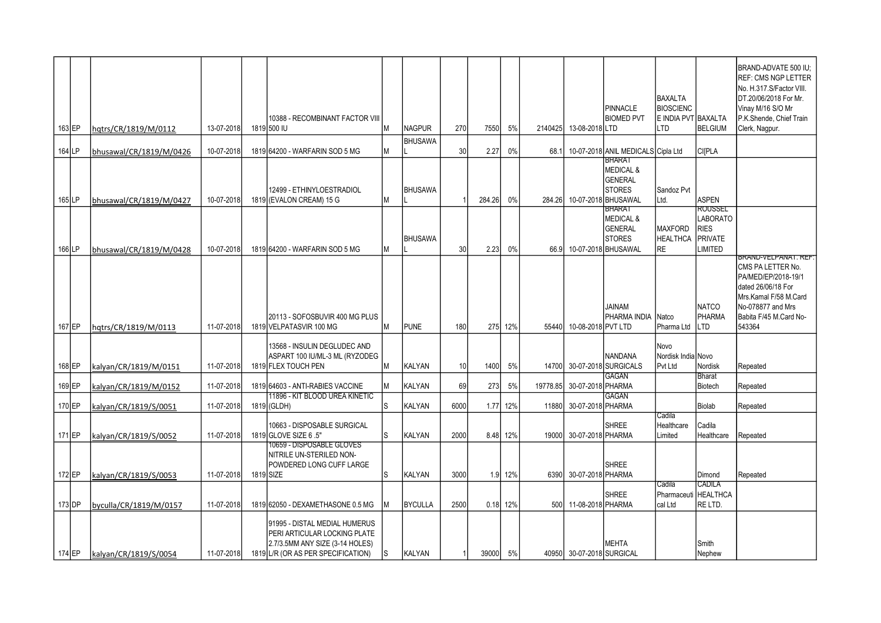| | | | | | | | | | | | | | | | | | |
|---|---|---|---|---|---|---|---|---|---|---|---|---|---|---|---|---|---|
| 163 | EP | hqtrs/CR/1819/M/0112 | 13-07-2018 | 1819 | 10388 - RECOMBINANT FACTOR VIII 500 IU | M | NAGPUR | 270 | 7550 | 5% | 2140425 | 13-08-2018 | PINNACLE BIOMED PVT LTD | BAXALTA BIOSCIENC E INDIA PVT LTD | BAXALTA BELGIUM | BRAND-ADVATE 500 IU; REF: CMS NGP LETTER No. H.317.S/Factor VIII. DT.20/06/2018 For Mr. Vinay M/16 S/O Mr P.K.Shende, Chief Train Clerk, Nagpur. |
| 164 | LP | bhusawal/CR/1819/M/0426 | 10-07-2018 | 1819 | 64200 - WARFARIN SOD 5 MG | M | BHUSAWAL | 30 | 2.27 | 0% | 68.1 | 10-07-2018 | ANIL MEDICALS | Cipla Ltd | CI[PLA | |
| 165 | LP | bhusawal/CR/1819/M/0427 | 10-07-2018 | 1819 | 12499 - ETHINYLOESTRADIOL (EVALON CREAM) 15 G | M | BHUSAWAL | 1 | 284.26 | 0% | 284.26 | 10-07-2018 | BHARAT MEDICAL & GENERAL STORES BHUSAWAL | Sandoz Pvt Ltd. | ASPEN | |
| 166 | LP | bhusawal/CR/1819/M/0428 | 10-07-2018 | 1819 | 64200 - WARFARIN SOD 5 MG | M | BHUSAWAL | 30 | 2.23 | 0% | 66.9 | 10-07-2018 | BHARAT MEDICAL & GENERAL STORES BHUSAWAL | MAXFORD HEALTHCARE | ROUSSEL LABORATORIES PRIVATE LIMITED | |
| 167 | EP | hqtrs/CR/1819/M/0113 | 11-07-2018 | 1819 | 20113 - SOFOSBUVIR 400 MG PLUS VELPATASVIR 100 MG | M | PUNE | 180 | 275 | 12% | 55440 | 10-08-2018 | JAINAM PHARMA INDIA PVT LTD | Natco Pharma Ltd | NATCO PHARMA LTD | BRAND-VELPANAT. REF: CMS PA LETTER No. PA/MED/EP/2018-19/1 dated 26/06/18 For Mrs.Kamal F/58 M.Card No-078877 and Mrs Babita F/45 M.Card No-543364 |
| 168 | EP | kalyan/CR/1819/M/0151 | 11-07-2018 | 1819 | 13568 - INSULIN DEGLUDEC AND ASPART 100 IU/ML-3 ML (RYZODEG FLEX TOUCH PEN | M | KALYAN | 10 | 1400 | 5% | 14700 | 30-07-2018 | NANDANA SURGICALS | Novo Nordisk India Pvt Ltd | Novo Nordisk | Repeated |
| 169 | EP | kalyan/CR/1819/M/0152 | 11-07-2018 | 1819 | 64603 - ANTI-RABIES VACCINE | M | KALYAN | 69 | 273 | 5% | 19778.85 | 30-07-2018 | GAGAN PHARMA | | Bharat Biotech | Repeated |
| 170 | EP | kalyan/CR/1819/S/0051 | 11-07-2018 | 1819 | 11896 - KIT BLOOD UREA KINETIC (GLDH) | S | KALYAN | 6000 | 1.77 | 12% | 11880 | 30-07-2018 | GAGAN PHARMA | | Biolab | Repeated |
| 171 | EP | kalyan/CR/1819/S/0052 | 11-07-2018 | 1819 | 10663 - DISPOSABLE SURGICAL GLOVE SIZE 6 .5" | S | KALYAN | 2000 | 8.48 | 12% | 19000 | 30-07-2018 | SHREE PHARMA | Cadila Healthcare Limited | Cadila Healthcare | Repeated |
| 172 | EP | kalyan/CR/1819/S/0053 | 11-07-2018 | 1819 | 10659 - DISPOSABLE GLOVES NITRILE UN-STERILED NON-POWDERED LONG CUFF LARGE SIZE | S | KALYAN | 3000 | 1.9 | 12% | 6390 | 30-07-2018 | SHREE PHARMA | | Dimond | Repeated |
| 173 | DP | byculla/CR/1819/M/0157 | 11-07-2018 | 1819 | 62050 - DEXAMETHASONE 0.5 MG | M | BYCULLA | 2500 | 0.18 | 12% | 500 | 11-08-2018 | SHREE PHARMA | Cadila Pharmaceutical Ltd | CADILA HEALTHCARE LTD. | |
| 174 | EP | kalyan/CR/1819/S/0054 | 11-07-2018 | 1819 | 91995 - DISTAL MEDIAL HUMERUS PERI ARTICULAR LOCKING PLATE 2.7/3.5MM ANY SIZE (3-14 HOLES) L/R (OR AS PER SPECIFICATION) | S | KALYAN | 1 | 39000 | 5% | 40950 | 30-07-2018 | MEHTA SURGICAL | | Smith Nephew | |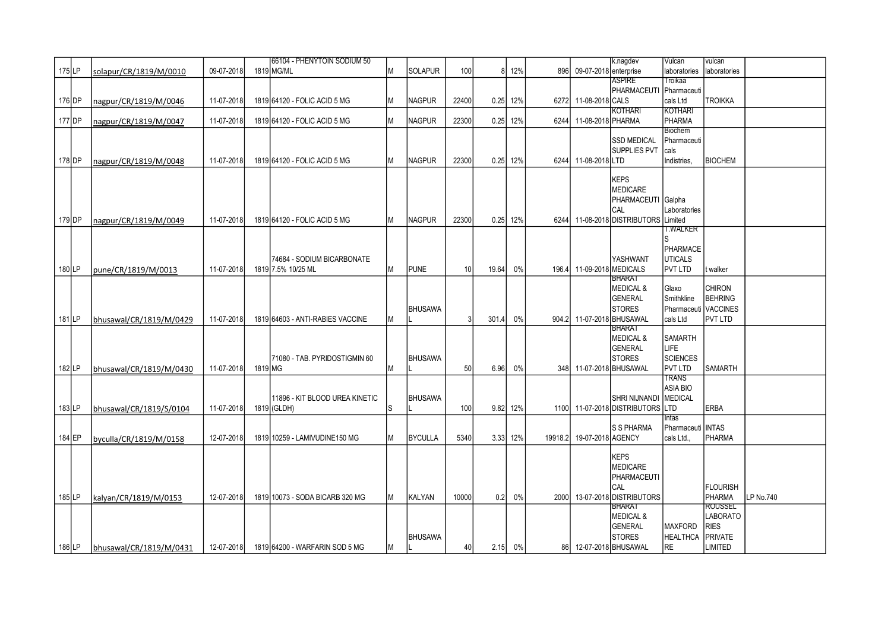| | | | | | | | | | | | | | | | | |
|---|---|---|---|---|---|---|---|---|---|---|---|---|---|---|---|---|
| 175 | LP | solapur/CR/1819/M/0010 | 09-07-2018 | 1819 | 66104 - PHENYTOIN SODIUM 50 MG/ML | M | SOLAPUR | 100 | 8 | 12% | 896 | 09-07-2018 | k.nagdev enterprise | Vulcan laboratories | vulcan laboratories | |
| 176 | DP | nagpur/CR/1819/M/0046 | 11-07-2018 | 1819 | 64120 - FOLIC ACID 5 MG | M | NAGPUR | 22400 | 0.25 | 12% | 6272 | 11-08-2018 | ASPIRE PHARMACEUTICALS | Troikaa Pharmaceuticals Ltd | TROIKKA | |
| 177 | DP | nagpur/CR/1819/M/0047 | 11-07-2018 | 1819 | 64120 - FOLIC ACID 5 MG | M | NAGPUR | 22300 | 0.25 | 12% | 6244 | 11-08-2018 | KOTHARI PHARMA | KOTHARI PHARMA | | |
| 178 | DP | nagpur/CR/1819/M/0048 | 11-07-2018 | 1819 | 64120 - FOLIC ACID 5 MG | M | NAGPUR | 22300 | 0.25 | 12% | 6244 | 11-08-2018 | SSD MEDICAL SUPPLIES PVT LTD | Biochem Pharmaceuticals Indistries, | BIOCHEM | |
| 179 | DP | nagpur/CR/1819/M/0049 | 11-07-2018 | 1819 | 64120 - FOLIC ACID 5 MG | M | NAGPUR | 22300 | 0.25 | 12% | 6244 | 11-08-2018 | KEPS MEDICARE PHARMACEUTICAL DISTRIBUTORS | Galpha Laboratories Limited | | |
| 180 | LP | pune/CR/1819/M/0013 | 11-07-2018 | 1819 | 74684 - SODIUM BICARBONATE 7.5% 10/25 ML | M | PUNE | 10 | 19.64 | 0% | 196.4 | 11-09-2018 | YASHWANT MEDICALS | T.WALKERS PHARMACEUTICALS PVT LTD | t walker | |
| 181 | LP | bhusawal/CR/1819/M/0429 | 11-07-2018 | 1819 | 64603 - ANTI-RABIES VACCINE | M | BHUSAWAL | 3 | 301.4 | 0% | 904.2 | 11-07-2018 | BHARAT MEDICAL & GENERAL STORES BHUSAWAL | Glaxo Smithkline Pharmaceuticals Ltd | CHIRON BEHRING VACCINES PVT LTD | |
| 182 | LP | bhusawal/CR/1819/M/0430 | 11-07-2018 | 1819 | 71080 - TAB. PYRIDOSTIGMIN 60 MG | M | BHUSAWAL | 50 | 6.96 | 0% | 348 | 11-07-2018 | BHARAT MEDICAL & GENERAL STORES BHUSAWAL | SAMARTH LIFE SCIENCES PVT LTD | SAMARTH | |
| 183 | LP | bhusawal/CR/1819/S/0104 | 11-07-2018 | 1819 | 11896 - KIT BLOOD UREA KINETIC (GLDH) | S | BHUSAWAL | 100 | 9.82 | 12% | 1100 | 11-07-2018 | SHRI NIJNANDI DISTRIBUTORS | TRANS ASIA BIO MEDICAL LTD | ERBA | |
| 184 | EP | byculla/CR/1819/M/0158 | 12-07-2018 | 1819 | 10259 - LAMIVUDINE150 MG | M | BYCULLA | 5340 | 3.33 | 12% | 19918.2 | 19-07-2018 | S S PHARMA AGENCY | Intas Pharmaceuticals Ltd., | INTAS PHARMA | |
| 185 | LP | kalyan/CR/1819/M/0153 | 12-07-2018 | 1819 | 10073 - SODA BICARB 320 MG | M | KALYAN | 10000 | 0.2 | 0% | 2000 | 13-07-2018 | KEPS MEDICARE PHARMACEUTICAL DISTRIBUTORS | | FLOURISH PHARMA | LP No.740 |
| 186 | LP | bhusawal/CR/1819/M/0431 | 12-07-2018 | 1819 | 64200 - WARFARIN SOD 5 MG | M | BHUSAWAL | 40 | 2.15 | 0% | 86 | 12-07-2018 | BHARAT MEDICAL & GENERAL STORES BHUSAWAL | MAXFORD HEALTHCARE | ROUSSEL LABORATORIES PRIVATE LIMITED | |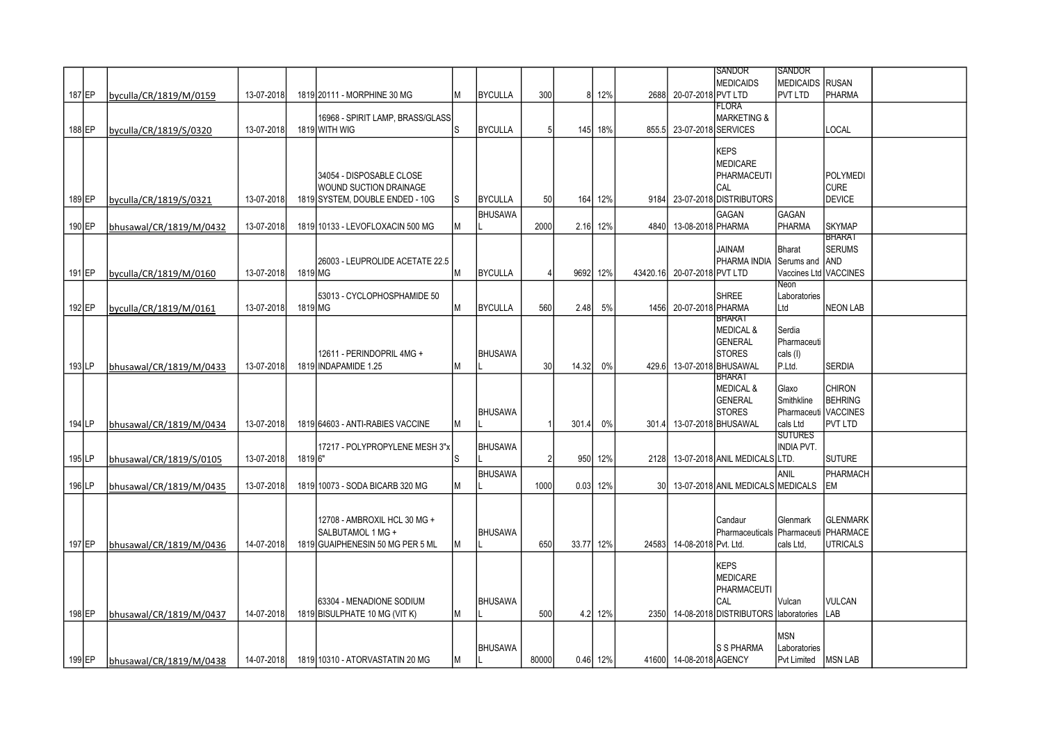| | | | | | | | | | | | | | | | | | |
|---|---|---|---|---|---|---|---|---|---|---|---|---|---|---|---|---|---|
| 187 | EP | byculla/CR/1819/M/0159 | 13-07-2018 | 1819 | 20111 - MORPHINE 30 MG | M | BYCULLA | 300 | 8 | 12% | 2688 | 20-07-2018 | SANDOR MEDICAIDS PVT LTD | SANDOR MEDICAIDS PVT LTD | RUSAN PHARMA | |
| 188 | EP | byculla/CR/1819/S/0320 | 13-07-2018 | 1819 | 16968 - SPIRIT LAMP, BRASS/GLASS WITH WIG | S | BYCULLA | 5 | 145 | 18% | 855.5 | 23-07-2018 | FLORA MARKETING & SERVICES | | LOCAL | |
| 189 | EP | byculla/CR/1819/S/0321 | 13-07-2018 | 1819 | 34054 - DISPOSABLE CLOSE WOUND SUCTION DRAINAGE SYSTEM, DOUBLE ENDED - 10G | S | BYCULLA | 50 | 164 | 12% | 9184 | 23-07-2018 | KEPS MEDICARE PHARMACEUTICAL DISTRIBUTORS | | POLYMEDICURE DEVICE | |
| 190 | EP | bhusawal/CR/1819/M/0432 | 13-07-2018 | 1819 | 10133 - LEVOFLOXACIN 500 MG | M | BHUSAWAL | 2000 | 2.16 | 12% | 4840 | 13-08-2018 | GAGAN PHARMA | GAGAN PHARMA | SKYMAP | |
| 191 | EP | byculla/CR/1819/M/0160 | 13-07-2018 | 1819 | 26003 - LEUPROLIDE ACETATE 22.5 MG | M | BYCULLA | 4 | 9692 | 12% | 43420.16 | 20-07-2018 | JAINAM PHARMA INDIA PVT LTD | Bharat Serums and Vaccines Ltd | BHARAT SERUMS AND VACCINES | |
| 192 | EP | byculla/CR/1819/M/0161 | 13-07-2018 | 1819 | 53013 - CYCLOPHOSPHAMIDE 50 MG | M | BYCULLA | 560 | 2.48 | 5% | 1456 | 20-07-2018 | SHREE PHARMA | Neon Laboratories Ltd | NEON LAB | |
| 193 | LP | bhusawal/CR/1819/M/0433 | 13-07-2018 | 1819 | 12611 - PERINDOPRIL 4MG + INDAPAMIDE 1.25 | M | BHUSAWAL | 30 | 14.32 | 0% | 429.6 | 13-07-2018 | BHARAT MEDICAL & GENERAL STORES BHUSAWAL | Serdia Pharmaceuticals (I) P.Ltd. | SERDIA | |
| 194 | LP | bhusawal/CR/1819/M/0434 | 13-07-2018 | 1819 | 64603 - ANTI-RABIES VACCINE | M | BHUSAWAL | 1 | 301.4 | 0% | 301.4 | 13-07-2018 | BHARAT MEDICAL & GENERAL STORES BHUSAWAL | Glaxo Smithkline Pharmaceuticals Ltd | CHIRON BEHRING VACCINES PVT LTD | |
| 195 | LP | bhusawal/CR/1819/S/0105 | 13-07-2018 | 1819 | 17217 - POLYPROPYLENE MESH 3"x 6" | S | BHUSAWAL | 2 | 950 | 12% | 2128 | 13-07-2018 | ANIL MEDICALS | SUTURES INDIA PVT. LTD. | SUTURE | |
| 196 | LP | bhusawal/CR/1819/M/0435 | 13-07-2018 | 1819 | 10073 - SODA BICARB 320 MG | M | BHUSAWAL | 1000 | 0.03 | 12% | 30 | 13-07-2018 | ANIL MEDICALS | ANIL MEDICALS | PHARMACHEM | |
| 197 | EP | bhusawal/CR/1819/M/0436 | 14-07-2018 | 1819 | 12708 - AMBROXIL HCL 30 MG + SALBUTAMOL 1 MG + GUAIPHENESIN 50 MG PER 5 ML | M | BHUSAWAL | 650 | 33.77 | 12% | 24583 | 14-08-2018 | Candaur Pharmaceuticals Pvt. Ltd. | Glenmark Pharmaceuticals Ltd, | GLENMARK PHARMACEUTRICALS | |
| 198 | EP | bhusawal/CR/1819/M/0437 | 14-07-2018 | 1819 | 63304 - MENADIONE SODIUM BISULPHATE 10 MG (VIT K) | M | BHUSAWAL | 500 | 4.2 | 12% | 2350 | 14-08-2018 | KEPS MEDICARE PHARMACEUTICAL DISTRIBUTORS | Vulcan laboratories | VULCAN LAB | |
| 199 | EP | bhusawal/CR/1819/M/0438 | 14-07-2018 | 1819 | 10310 - ATORVASTATIN 20 MG | M | BHUSAWAL | 80000 | 0.46 | 12% | 41600 | 14-08-2018 | S S PHARMA AGENCY | MSN Laboratories Pvt Limited | MSN LAB | |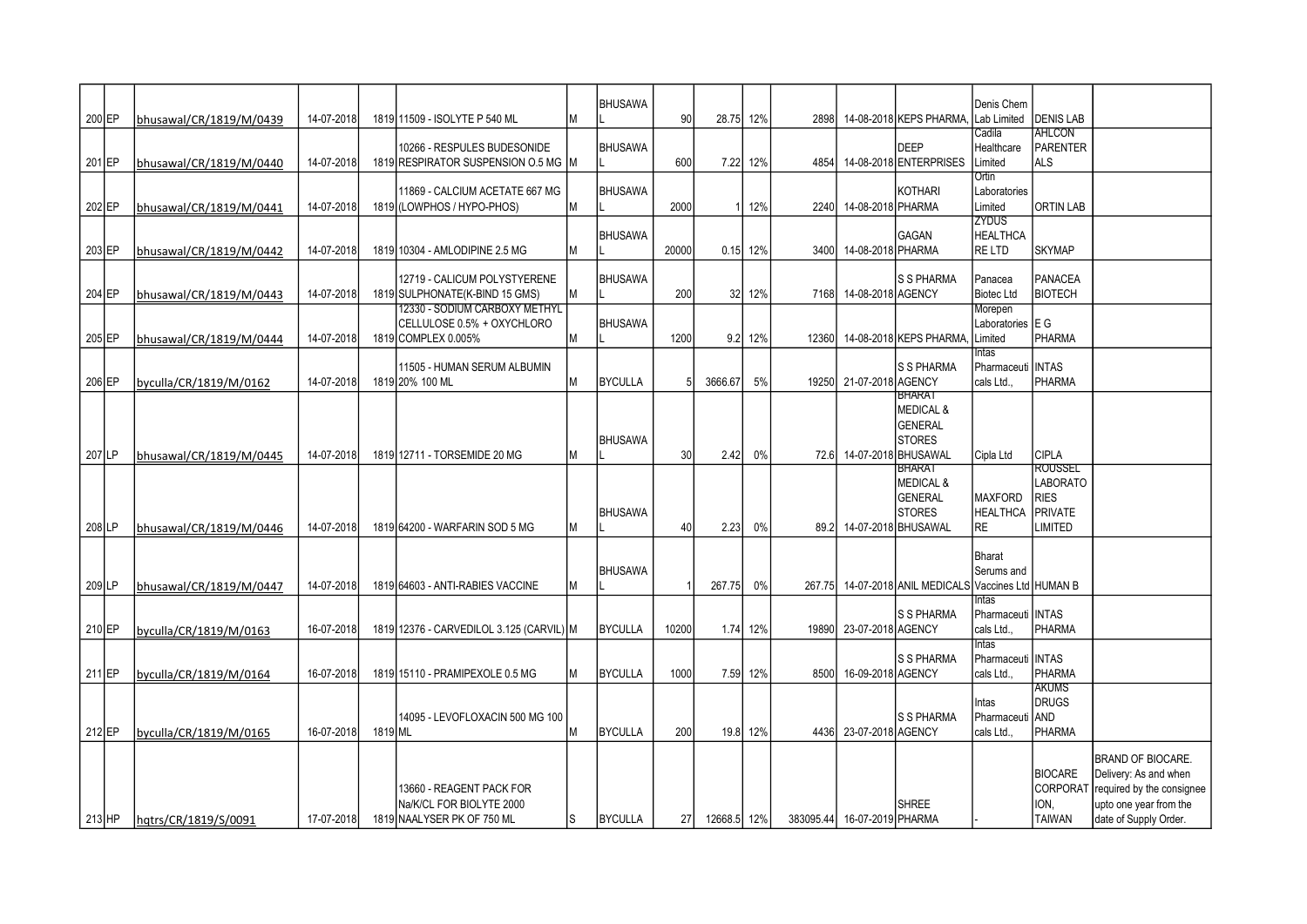| | | | | | | | | | | | | | | | | | |
|---|---|---|---|---|---|---|---|---|---|---|---|---|---|---|---|---|---|
| 200 | EP | bhusawal/CR/1819/M/0439 | 14-07-2018 | 1819 | 11509 - ISOLYTE P 540 ML | M | BHUSAWAL | 90 | 28.75 | 12% | 2898 | 14-08-2018 | KEPS PHARMA, | Denis Chem Lab Limited | DENIS LAB | |
| 201 | EP | bhusawal/CR/1819/M/0440 | 14-07-2018 | 1819 | 10266 - RESPULES BUDESONIDE RESPIRATOR SUSPENSION O.5 MG | M | BHUSAWAL | 600 | 7.22 | 12% | 4854 | 14-08-2018 | DEEP ENTERPRISES | Cadila Healthcare Limited | AHLCON PARENTERALS | |
| 202 | EP | bhusawal/CR/1819/M/0441 | 14-07-2018 | 1819 | 11869 - CALCIUM ACETATE 667 MG (LOWPHOS / HYPO-PHOS) | M | BHUSAWAL | 2000 | 1 | 12% | 2240 | 14-08-2018 | KOTHARI PHARMA | Ortin Laboratories Limited | ORTIN LAB | |
| 203 | EP | bhusawal/CR/1819/M/0442 | 14-07-2018 | 1819 | 10304 - AMLODIPINE 2.5 MG | M | BHUSAWAL | 20000 | 0.15 | 12% | 3400 | 14-08-2018 | GAGAN PHARMA | ZYDUS HEALTHCARE LTD | SKYMAP | |
| 204 | EP | bhusawal/CR/1819/M/0443 | 14-07-2018 | 1819 | 12719 - CALICUM POLYSTYERENE SULPHONATE(K-BIND 15 GMS) | M | BHUSAWAL | 200 | 32 | 12% | 7168 | 14-08-2018 | S S PHARMA AGENCY | Panacea Biotec Ltd | PANACEA BIOTECH | |
| 205 | EP | bhusawal/CR/1819/M/0444 | 14-07-2018 | 1819 | 12330 - SODIUM CARBOXY METHYL CELLULOSE 0.5% + OXYCHLORO COMPLEX 0.005% | M | BHUSAWAL | 1200 | 9.2 | 12% | 12360 | 14-08-2018 | KEPS PHARMA, | Morepen Laboratories Limited | E G PHARMA | |
| 206 | EP | byculla/CR/1819/M/0162 | 14-07-2018 | 1819 | 11505 - HUMAN SERUM ALBUMIN 20% 100 ML | M | BYCULLA | 5 | 3666.67 | 5% | 19250 | 21-07-2018 | S S PHARMA AGENCY | Intas Pharmaceuticals Ltd., | INTAS PHARMA | |
| 207 | LP | bhusawal/CR/1819/M/0445 | 14-07-2018 | 1819 | 12711 - TORSEMIDE 20 MG | M | BHUSAWAL | 30 | 2.42 | 0% | 72.6 | 14-07-2018 | BHARAT MEDICAL & GENERAL STORES BHUSAWAL | Cipla Ltd | CIPLA | |
| 208 | LP | bhusawal/CR/1819/M/0446 | 14-07-2018 | 1819 | 64200 - WARFARIN SOD 5 MG | M | BHUSAWAL | 40 | 2.23 | 0% | 89.2 | 14-07-2018 | BHARAT MEDICAL & GENERAL STORES BHUSAWAL | MAXFORD HEALTHCARE | ROUSSEL LABORATORIES PRIVATE LIMITED | |
| 209 | LP | bhusawal/CR/1819/M/0447 | 14-07-2018 | 1819 | 64603 - ANTI-RABIES VACCINE | M | BHUSAWAL | 1 | 267.75 | 0% | 267.75 | 14-07-2018 | ANIL MEDICALS | Bharat Serums and Vaccines Ltd | HUMAN B | |
| 210 | EP | byculla/CR/1819/M/0163 | 16-07-2018 | 1819 | 12376 - CARVEDILOL 3.125 (CARVIL) | M | BYCULLA | 10200 | 1.74 | 12% | 19890 | 23-07-2018 | S S PHARMA AGENCY | Intas Pharmaceuticals Ltd., | INTAS PHARMA | |
| 211 | EP | byculla/CR/1819/M/0164 | 16-07-2018 | 1819 | 15110 - PRAMIPEXOLE 0.5 MG | M | BYCULLA | 1000 | 7.59 | 12% | 8500 | 16-09-2018 | S S PHARMA AGENCY | Intas Pharmaceuticals Ltd., | INTAS PHARMA | |
| 212 | EP | byculla/CR/1819/M/0165 | 16-07-2018 | 1819 | 14095 - LEVOFLOXACIN 500 MG 100 ML | M | BYCULLA | 200 | 19.8 | 12% | 4436 | 23-07-2018 | S S PHARMA AGENCY | Intas Pharmaceuticals Ltd., | AKUMS DRUGS AND PHARMA | |
| 213 | HP | hqtrs/CR/1819/S/0091 | 17-07-2018 | 1819 | 13660 - REAGENT PACK FOR Na/K/CL FOR BIOLYTE 2000 NAALYSER PK OF 750 ML | S | BYCULLA | 27 | 12668.5 | 12% | 383095.44 | 16-07-2019 | SHREE PHARMA | - | BIOCARE CORPORATION, TAIWAN | BRAND OF BIOCARE. Delivery: As and when required by the consignee upto one year from the date of Supply Order. |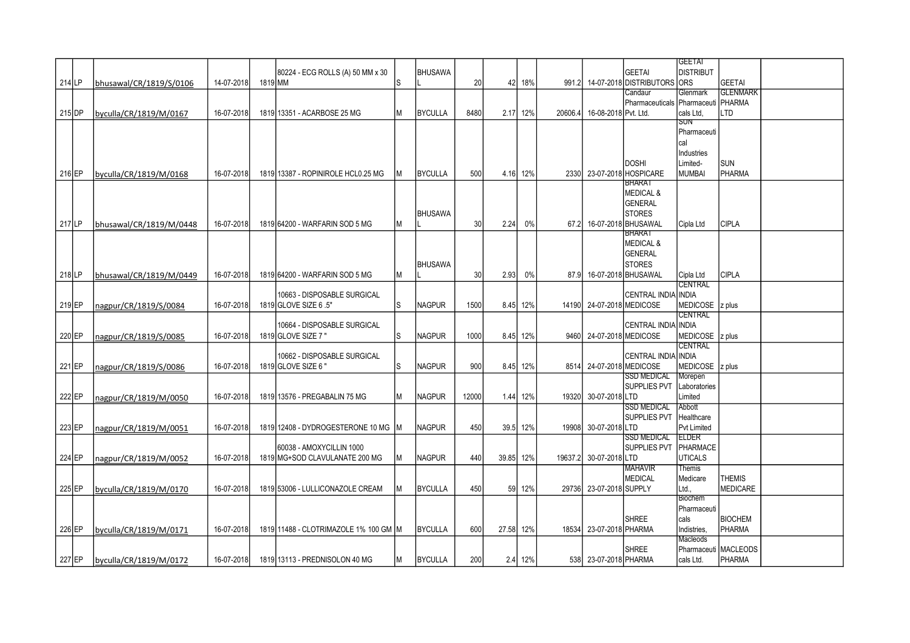| | | | | | | | | | | | | | | | | |
|---|---|---|---|---|---|---|---|---|---|---|---|---|---|---|---|---|
| 214 | LP | bhusawal/CR/1819/S/0106 | 14-07-2018 | 1819 | 80224 - ECG ROLLS (A) 50 MM x 30 MM | S | BHUSAWAL | 20 | 42 | 18% | 991.2 | 14-07-2018 | GEETAI DISTRIBUTORS | GEETAI DISTRIBUTORS | GEETAI | |
| 215 | DP | byculla/CR/1819/M/0167 | 16-07-2018 | 1819 | 13351 - ACARBOSE 25 MG | M | BYCULLA | 8480 | 2.17 | 12% | 20606.4 | 16-08-2018 | Candaur Pharmaceuticals Pvt. Ltd. | Glenmark Pharmaceuticals Ltd, | GLENMARK PHARMA LTD | |
| 216 | EP | byculla/CR/1819/M/0168 | 16-07-2018 | 1819 | 13387 - ROPINIROLE HCL0.25 MG | M | BYCULLA | 500 | 4.16 | 12% | 2330 | 23-07-2018 | DOSHI HOSPICARE | SUN Pharmaceutical Industries Limited-MUMBAI | SUN PHARMA | |
| 217 | LP | bhusawal/CR/1819/M/0448 | 16-07-2018 | 1819 | 64200 - WARFARIN SOD 5 MG | M | BHUSAWAL | 30 | 2.24 | 0% | 67.2 | 16-07-2018 | BHARAT MEDICAL & GENERAL STORES BHUSAWAL | Cipla Ltd | CIPLA | |
| 218 | LP | bhusawal/CR/1819/M/0449 | 16-07-2018 | 1819 | 64200 - WARFARIN SOD 5 MG | M | BHUSAWAL | 30 | 2.93 | 0% | 87.9 | 16-07-2018 | BHARAT MEDICAL & GENERAL STORES BHUSAWAL | Cipla Ltd | CIPLA | |
| 219 | EP | nagpur/CR/1819/S/0084 | 16-07-2018 | 1819 | 10663 - DISPOSABLE SURGICAL GLOVE SIZE 6 .5" | S | NAGPUR | 1500 | 8.45 | 12% | 14190 | 24-07-2018 | CENTRAL INDIA MEDICOSE | CENTRAL INDIA MEDICOSE | z plus | |
| 220 | EP | nagpur/CR/1819/S/0085 | 16-07-2018 | 1819 | 10664 - DISPOSABLE SURGICAL GLOVE SIZE 7 " | S | NAGPUR | 1000 | 8.45 | 12% | 9460 | 24-07-2018 | CENTRAL INDIA MEDICOSE | CENTRAL INDIA MEDICOSE | z plus | |
| 221 | EP | nagpur/CR/1819/S/0086 | 16-07-2018 | 1819 | 10662 - DISPOSABLE SURGICAL GLOVE SIZE 6 " | S | NAGPUR | 900 | 8.45 | 12% | 8514 | 24-07-2018 | CENTRAL INDIA MEDICOSE | CENTRAL INDIA MEDICOSE | z plus | |
| 222 | EP | nagpur/CR/1819/M/0050 | 16-07-2018 | 1819 | 13576 - PREGABALIN 75 MG | M | NAGPUR | 12000 | 1.44 | 12% | 19320 | 30-07-2018 | SSD MEDICAL SUPPLIES PVT LTD | Morepen Laboratories Limited | | |
| 223 | EP | nagpur/CR/1819/M/0051 | 16-07-2018 | 1819 | 12408 - DYDROGESTERONE 10 MG | M | NAGPUR | 450 | 39.5 | 12% | 19908 | 30-07-2018 | SSD MEDICAL SUPPLIES PVT LTD | Abbott Healthcare Pvt Limited | | |
| 224 | EP | nagpur/CR/1819/M/0052 | 16-07-2018 | 1819 | 60038 - AMOXYCILLIN 1000 MG+SOD CLAVULANATE 200 MG | M | NAGPUR | 440 | 39.85 | 12% | 19637.2 | 30-07-2018 | SSD MEDICAL SUPPLIES PVT LTD | ELDER PHARMACEUTICALS | | |
| 225 | EP | byculla/CR/1819/M/0170 | 16-07-2018 | 1819 | 53006 - LULLICONAZOLE CREAM | M | BYCULLA | 450 | 59 | 12% | 29736 | 23-07-2018 | MAHAVIR MEDICAL SUPPLY | Themis Medicare Ltd., | THEMIS MEDICARE | |
| 226 | EP | byculla/CR/1819/M/0171 | 16-07-2018 | 1819 | 11488 - CLOTRIMAZOLE 1% 100 GM | M | BYCULLA | 600 | 27.58 | 12% | 18534 | 23-07-2018 | SHREE PHARMA | Biochem Pharmaceuticals Indistries, | BIOCHEM PHARMA | |
| 227 | EP | byculla/CR/1819/M/0172 | 16-07-2018 | 1819 | 13113 - PREDNISOLON 40 MG | M | BYCULLA | 200 | 2.4 | 12% | 538 | 23-07-2018 | SHREE PHARMA | Macleods Pharmaceuticals Ltd. | MACLEODS PHARMA | |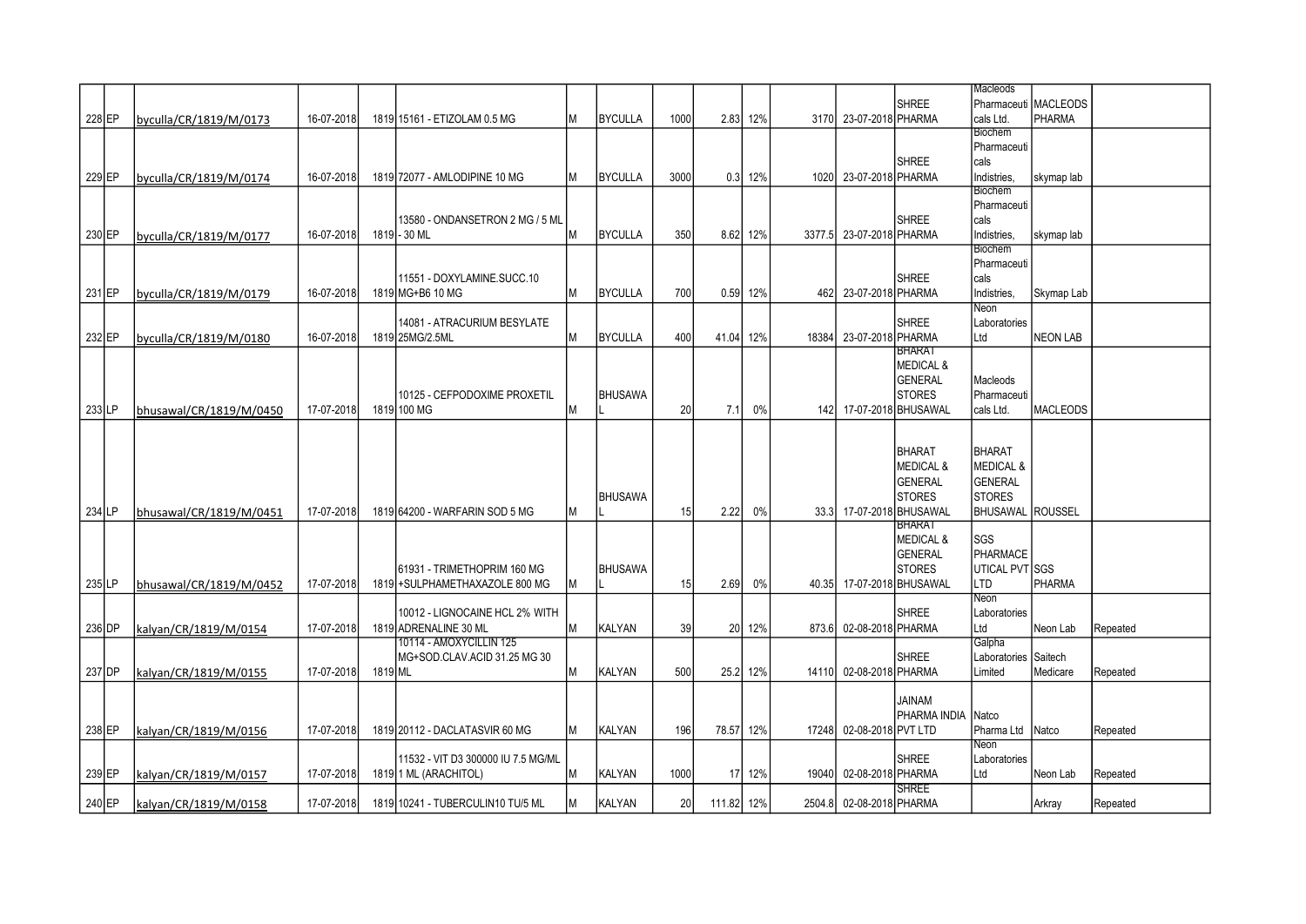| | | | | | | | | | | | | | | | | |
|---|---|---|---|---|---|---|---|---|---|---|---|---|---|---|---|---|
| 228 | EP | byculla/CR/1819/M/0173 | 16-07-2018 | 1819 | 15161 - ETIZOLAM 0.5 MG | M | BYCULLA | 1000 | 2.83 | 12% | 3170 | 23-07-2018 | SHREE PHARMA | Macleods Pharmaceuticals Ltd. | MACLEODS PHARMA | |
| 229 | EP | byculla/CR/1819/M/0174 | 16-07-2018 | 1819 | 72077 - AMLODIPINE 10 MG | M | BYCULLA | 3000 | 0.3 | 12% | 1020 | 23-07-2018 | SHREE PHARMA | Biochem Pharmaceuticals Indistries, | skymap lab | |
| 230 | EP | byculla/CR/1819/M/0177 | 16-07-2018 | 1819 | 13580 - ONDANSETRON 2 MG / 5 ML - 30 ML | M | BYCULLA | 350 | 8.62 | 12% | 3377.5 | 23-07-2018 | SHREE PHARMA | Biochem Pharmaceuticals Indistries, | skymap lab | |
| 231 | EP | byculla/CR/1819/M/0179 | 16-07-2018 | 1819 | 11551 - DOXYLAMINE.SUCC.10 MG+B6 10 MG | M | BYCULLA | 700 | 0.59 | 12% | 462 | 23-07-2018 | SHREE PHARMA | Biochem Pharmaceuticals Indistries, | Skymap Lab | |
| 232 | EP | byculla/CR/1819/M/0180 | 16-07-2018 | 1819 | 14081 - ATRACURIUM BESYLATE 25MG/2.5ML | M | BYCULLA | 400 | 41.04 | 12% | 18384 | 23-07-2018 | SHREE PHARMA | Neon Laboratories Ltd | NEON LAB | |
| 233 | LP | bhusawal/CR/1819/M/0450 | 17-07-2018 | 1819 | 10125 - CEFPODOXIME PROXETIL 100 MG | M | BHUSAWAL | 20 | 7.1 | 0% | 142 | 17-07-2018 | BHARAT MEDICAL & GENERAL STORES BHUSAWAL | Macleods Pharmaceuticals Ltd. | MACLEODS | |
| 234 | LP | bhusawal/CR/1819/M/0451 | 17-07-2018 | 1819 | 64200 - WARFARIN SOD 5 MG | M | BHUSAWAL | 15 | 2.22 | 0% | 33.3 | 17-07-2018 | BHARAT MEDICAL & GENERAL STORES BHUSAWAL | BHARAT MEDICAL & GENERAL STORES BHUSAWAL | ROUSSEL | |
| 235 | LP | bhusawal/CR/1819/M/0452 | 17-07-2018 | 1819 | 61931 - TRIMETHOPRIM 160 MG +SULPHAMETHAXAZOLE 800 MG | M | BHUSAWAL | 15 | 2.69 | 0% | 40.35 | 17-07-2018 | BHARAT MEDICAL & GENERAL STORES BHUSAWAL | SGS PHARMACEUTICAL PVT LTD | SGS PHARMA | |
| 236 | DP | kalyan/CR/1819/M/0154 | 17-07-2018 | 1819 | 10012 - LIGNOCAINE HCL 2% WITH ADRENALINE 30 ML | M | KALYAN | 39 | 20 | 12% | 873.6 | 02-08-2018 | SHREE PHARMA | Neon Laboratories Ltd | Neon Lab | Repeated |
| 237 | DP | kalyan/CR/1819/M/0155 | 17-07-2018 | 1819 | 10114 - AMOXYCILLIN 125 MG+SOD.CLAV.ACID 31.25 MG 30 ML | M | KALYAN | 500 | 25.2 | 12% | 14110 | 02-08-2018 | SHREE PHARMA | Galpha Laboratories Limited | Saitech Medicare | Repeated |
| 238 | EP | kalyan/CR/1819/M/0156 | 17-07-2018 | 1819 | 20112 - DACLATASVIR 60 MG | M | KALYAN | 196 | 78.57 | 12% | 17248 | 02-08-2018 | JAINAM PHARMA INDIA PVT LTD | Natco Pharma Ltd | Natco | Repeated |
| 239 | EP | kalyan/CR/1819/M/0157 | 17-07-2018 | 1819 | 11532 - VIT D3 300000 IU 7.5 MG/ML 1 ML (ARACHITOL) | M | KALYAN | 1000 | 17 | 12% | 19040 | 02-08-2018 | SHREE PHARMA | Neon Laboratories Ltd | Neon Lab | Repeated |
| 240 | EP | kalyan/CR/1819/M/0158 | 17-07-2018 | 1819 | 10241 - TUBERCULIN10 TU/5 ML | M | KALYAN | 20 | 111.82 | 12% | 2504.8 | 02-08-2018 | SHREE PHARMA | | Arkray | Repeated |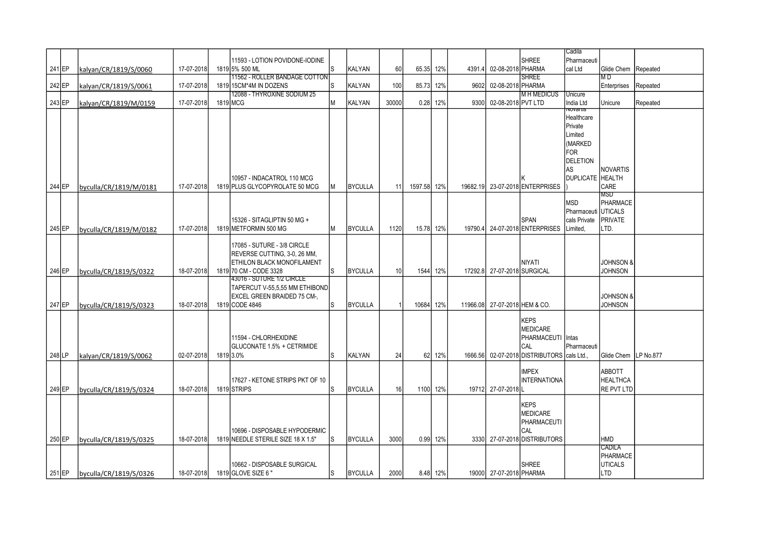| | | | | | | | | | | | | | | | | |
|---|---|---|---|---|---|---|---|---|---|---|---|---|---|---|---|---|
| 241 | EP | kalyan/CR/1819/S/0060 | 17-07-2018 | 1819 | 11593 - LOTION POVIDONE-IODINE 5% 500 ML | S | KALYAN | 60 | 65.35 | 12% | 4391.4 | 02-08-2018 | SHREE PHARMA | Cadila Pharmaceutical Ltd | Glide Chem | Repeated |
| 242 | EP | kalyan/CR/1819/S/0061 | 17-07-2018 | 1819 | 11562 - ROLLER BANDAGE COTTON 15CM*4M IN DOZENS | S | KALYAN | 100 | 85.73 | 12% | 9602 | 02-08-2018 | SHREE PHARMA | | M D Enterprises | Repeated |
| 243 | EP | kalyan/CR/1819/M/0159 | 17-07-2018 | 1819 | 12088 - THYROXINE SODIUM 25 MCG | M | KALYAN | 30000 | 0.28 | 12% | 9300 | 02-08-2018 | M H MEDICUS PVT LTD | Unicure India Ltd | Unicure | Repeated |
| 244 | EP | byculla/CR/1819/M/0181 | 17-07-2018 | 1819 | 10957 - INDACATROL 110 MCG PLUS GLYCOPYROLATE 50 MCG | M | BYCULLA | 11 | 1597.58 | 12% | 19682.19 | 23-07-2018 | K ENTERPRISES | Novartis Healthcare Private Limited (MARKED FOR DELETION AS DUPLICATE ) | NOVARTIS HEALTH CARE | |
| 245 | EP | byculla/CR/1819/M/0182 | 17-07-2018 | 1819 | 15326 - SITAGLIPTIN 50 MG + METFORMIN 500 MG | M | BYCULLA | 1120 | 15.78 | 12% | 19790.4 | 24-07-2018 | SPAN ENTERPRISES | MSD Pharmaceuticals Private Limited, | MSD PHARMACEUTICALS PRIVATE LTD. | |
| 246 | EP | byculla/CR/1819/S/0322 | 18-07-2018 | 1819 | 17085 - SUTURE - 3/8 CIRCLE REVERSE CUTTING, 3-0, 26 MM, ETHILON BLACK MONOFILAMENT 70 CM - CODE 3328 | S | BYCULLA | 10 | 1544 | 12% | 17292.8 | 27-07-2018 | NIYATI SURGICAL | | JOHNSON & JOHNSON | |
| 247 | EP | byculla/CR/1819/S/0323 | 18-07-2018 | 1819 | 43016 - SUTURE 1/2 CIRCLE TAPERCUT V-55,5,55 MM ETHIBOND EXCEL GREEN BRAIDED 75 CM-, CODE 4846 | S | BYCULLA | 1 | 10684 | 12% | 11966.08 | 27-07-2018 | HEM & CO. | | JOHNSON & JOHNSON | |
| 248 | LP | kalyan/CR/1819/S/0062 | 02-07-2018 | 1819 | 11594 - CHLORHEXIDINE GLUCONATE 1.5% + CETRIMIDE 3.0% | S | KALYAN | 24 | 62 | 12% | 1666.56 | 02-07-2018 | KEPS MEDICARE PHARMACEUTICAL DISTRIBUTORS | Intas Pharmaceuticals Ltd., | Glide Chem | LP No.877 |
| 249 | EP | byculla/CR/1819/S/0324 | 18-07-2018 | 1819 | 17627 - KETONE STRIPS PKT OF 10 STRIPS | S | BYCULLA | 16 | 1100 | 12% | 19712 | 27-07-2018 | IMPEX INTERNATIONAL | | ABBOTT HEALTHCARE PVT LTD | |
| 250 | EP | byculla/CR/1819/S/0325 | 18-07-2018 | 1819 | 10696 - DISPOSABLE HYPODERMIC NEEDLE STERILE SIZE 18 X 1.5" | S | BYCULLA | 3000 | 0.99 | 12% | 3330 | 27-07-2018 | KEPS MEDICARE PHARMACEUTICAL DISTRIBUTORS | | HMD | |
| 251 | EP | byculla/CR/1819/S/0326 | 18-07-2018 | 1819 | 10662 - DISPOSABLE SURGICAL GLOVE SIZE 6 " | S | BYCULLA | 2000 | 8.48 | 12% | 19000 | 27-07-2018 | SHREE PHARMA | | CADILA PHARMACEUTICALS LTD | |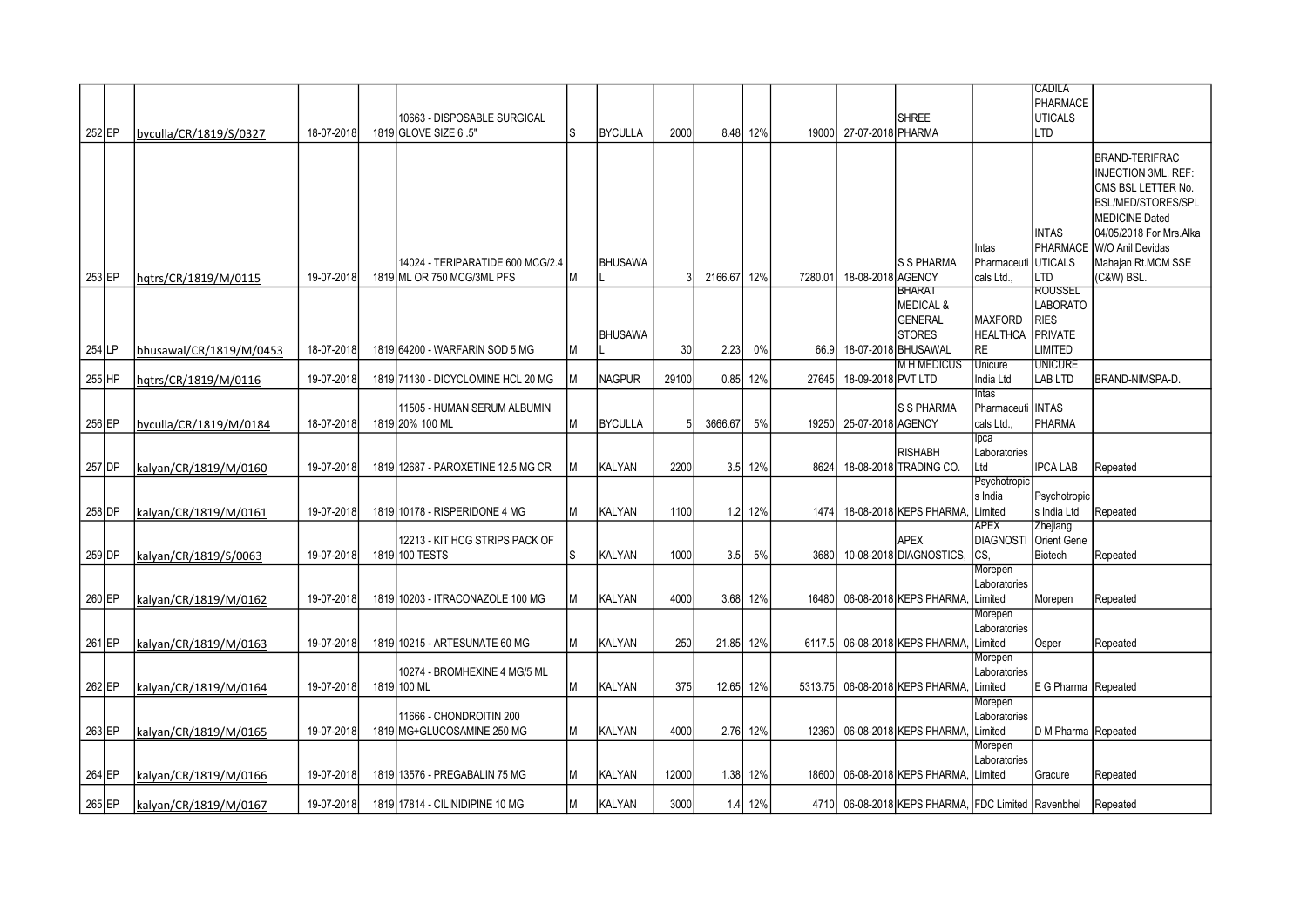| | | | | | | | | | | | | | | | | |
|---|---|---|---|---|---|---|---|---|---|---|---|---|---|---|---|---|
| 252 | EP | byculla/CR/1819/S/0327 | 18-07-2018 | 1819 | 10663 - DISPOSABLE SURGICAL GLOVE SIZE 6 .5" | S | BYCULLA | 2000 | 8.48 | 12% | 19000 | 27-07-2018 | SHREE PHARMA | | CADILA PHARMACEUTICALS LTD | |
| 253 | EP | hqtrs/CR/1819/M/0115 | 19-07-2018 | 1819 | 14024 - TERIPARATIDE 600 MCG/2.4 ML OR 750 MCG/3ML PFS | M | BHUSAWAL | 3 | 2166.67 | 12% | 7280.01 | 18-08-2018 | S S PHARMA AGENCY | Intas Pharmaceuticals Ltd., | INTAS PHARMACEUTICALS LTD | BRAND-TERIFRAC INJECTION 3ML. REF: CMS BSL LETTER No. BSL/MED/STORES/SPL MEDICINE Dated 04/05/2018 For Mrs.Alka W/O Anil Devidas Mahajan Rt.MCM SSE (C&W) BSL. |
| 254 | LP | bhusawal/CR/1819/M/0453 | 18-07-2018 | 1819 | 64200 - WARFARIN SOD 5 MG | M | BHUSAWAL | 30 | 2.23 | 0% | 66.9 | 18-07-2018 | BHARAT MEDICAL & GENERAL STORES BHUSAWAL | MAXFORD HEALTHCARE | ROUSSEL LABORATORIES PRIVATE LIMITED | |
| 255 | HP | hqtrs/CR/1819/M/0116 | 19-07-2018 | 1819 | 71130 - DICYCLOMINE HCL 20 MG | M | NAGPUR | 29100 | 0.85 | 12% | 27645 | 18-09-2018 | M H MEDICUS PVT LTD | Unicure India Ltd | UNICURE LAB LTD | BRAND-NIMSPA-D. |
| 256 | EP | byculla/CR/1819/M/0184 | 18-07-2018 | 1819 | 11505 - HUMAN SERUM ALBUMIN 20% 100 ML | M | BYCULLA | 5 | 3666.67 | 5% | 19250 | 25-07-2018 | S S PHARMA AGENCY | Intas Pharmaceuticals Ltd., | INTAS PHARMA | |
| 257 | DP | kalyan/CR/1819/M/0160 | 19-07-2018 | 1819 | 12687 - PAROXETINE 12.5 MG CR | M | KALYAN | 2200 | 3.5 | 12% | 8624 | 18-08-2018 | RISHABH TRADING CO. | Ipca Laboratories Ltd | IPCA LAB | Repeated |
| 258 | DP | kalyan/CR/1819/M/0161 | 19-07-2018 | 1819 | 10178 - RISPERIDONE 4 MG | M | KALYAN | 1100 | 1.2 | 12% | 1474 | 18-08-2018 | KEPS PHARMA, | Psychotropics India Limited | Psychotropics India Ltd | Repeated |
| 259 | DP | kalyan/CR/1819/S/0063 | 19-07-2018 | 1819 | 12213 - KIT HCG STRIPS PACK OF 100 TESTS | S | KALYAN | 1000 | 3.5 | 5% | 3680 | 10-08-2018 | APEX DIAGNOSTICS, | APEX DIAGNOSTICS, | Zhejiang Orient Gene Biotech | Repeated |
| 260 | EP | kalyan/CR/1819/M/0162 | 19-07-2018 | 1819 | 10203 - ITRACONAZOLE 100 MG | M | KALYAN | 4000 | 3.68 | 12% | 16480 | 06-08-2018 | KEPS PHARMA, | Morepen Laboratories Limited | Morepen | Repeated |
| 261 | EP | kalyan/CR/1819/M/0163 | 19-07-2018 | 1819 | 10215 - ARTESUNATE 60 MG | M | KALYAN | 250 | 21.85 | 12% | 6117.5 | 06-08-2018 | KEPS PHARMA, | Morepen Laboratories Limited | Osper | Repeated |
| 262 | EP | kalyan/CR/1819/M/0164 | 19-07-2018 | 1819 | 10274 - BROMHEXINE 4 MG/5 ML 100 ML | M | KALYAN | 375 | 12.65 | 12% | 5313.75 | 06-08-2018 | KEPS PHARMA, | Morepen Laboratories Limited | E G Pharma | Repeated |
| 263 | EP | kalyan/CR/1819/M/0165 | 19-07-2018 | 1819 | 11666 - CHONDROITIN 200 MG+GLUCOSAMINE 250 MG | M | KALYAN | 4000 | 2.76 | 12% | 12360 | 06-08-2018 | KEPS PHARMA, | Morepen Laboratories Limited | D M Pharma | Repeated |
| 264 | EP | kalyan/CR/1819/M/0166 | 19-07-2018 | 1819 | 13576 - PREGABALIN 75 MG | M | KALYAN | 12000 | 1.38 | 12% | 18600 | 06-08-2018 | KEPS PHARMA, | Morepen Laboratories Limited | Gracure | Repeated |
| 265 | EP | kalyan/CR/1819/M/0167 | 19-07-2018 | 1819 | 17814 - CILINIDIPINE 10 MG | M | KALYAN | 3000 | 1.4 | 12% | 4710 | 06-08-2018 | KEPS PHARMA, | FDC Limited | Ravenbhel | Repeated |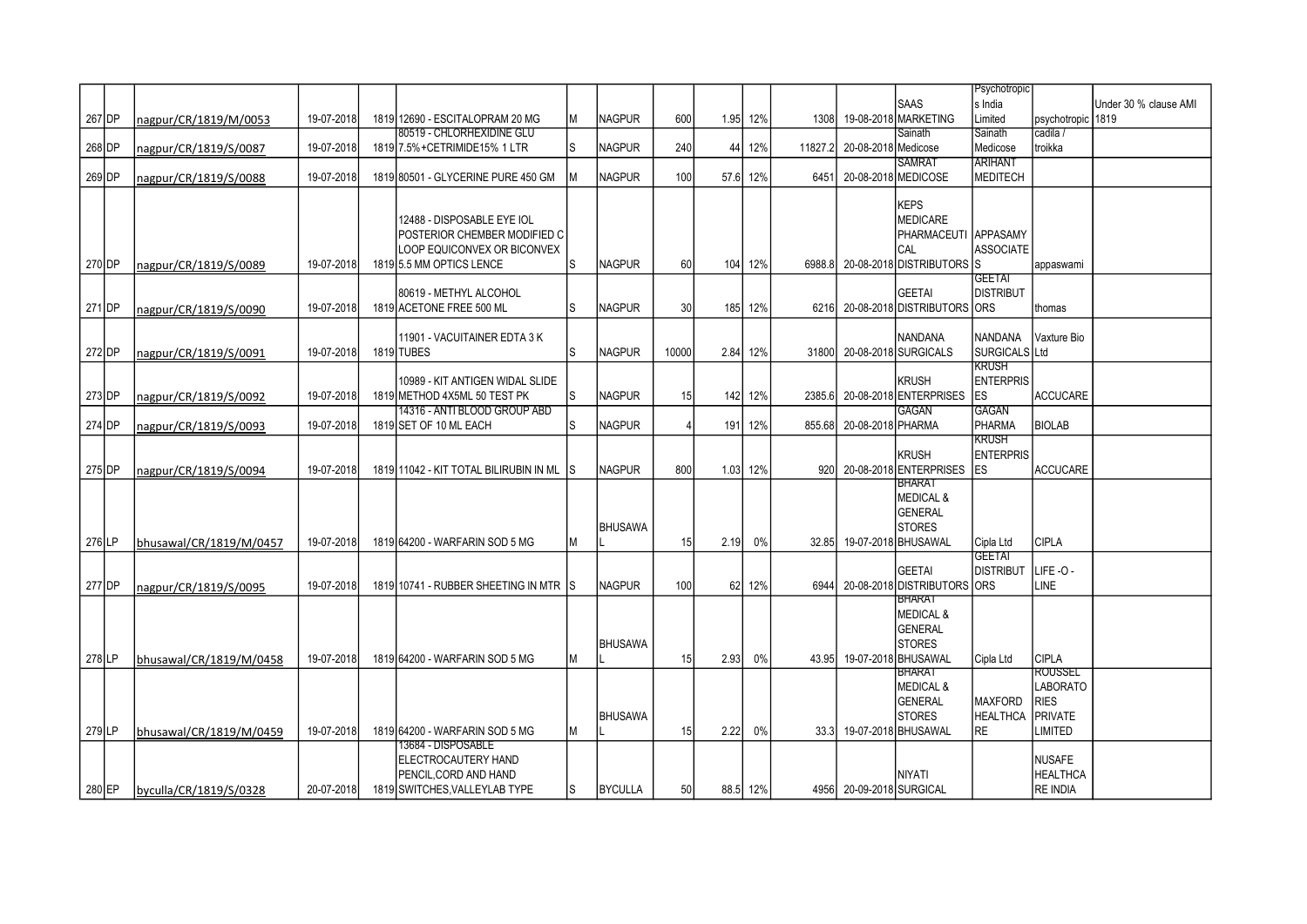| | | | | | | | | | | | | | | | | |
|---|---|---|---|---|---|---|---|---|---|---|---|---|---|---|---|---|
| 267 | DP | nagpur/CR/1819/M/0053 | 19-07-2018 | 1819 | 12690 - ESCITALOPRAM 20 MG | M | NAGPUR | 600 | 1.95 | 12% | 1308 | 19-08-2018 | SAAS MARKETING | Psychotropic s India Limited | psychotropic | Under 30 % clause AMI 1819 |
| 268 | DP | nagpur/CR/1819/S/0087 | 19-07-2018 | 1819 | 80519 - CHLORHEXIDINE GLU 7.5%+CETRIMIDE15% 1 LTR | S | NAGPUR | 240 | 44 | 12% | 11827.2 | 20-08-2018 | Sainath Medicose | Sainath Medicose | cadila / troikka | |
| 269 | DP | nagpur/CR/1819/S/0088 | 19-07-2018 | 1819 | 80501 - GLYCERINE PURE 450 GM | M | NAGPUR | 100 | 57.6 | 12% | 6451 | 20-08-2018 | SAMRAT MEDICOSE | ARIHANT MEDITECH | | |
| 270 | DP | nagpur/CR/1819/S/0089 | 19-07-2018 | 1819 | 12488 - DISPOSABLE EYE IOL POSTERIOR CHEMBER MODIFIED C LOOP EQUICONVEX OR BICONVEX 5.5 MM OPTICS LENCE | S | NAGPUR | 60 | 104 | 12% | 6988.8 | 20-08-2018 | KEPS MEDICARE PHARMACEUTICAL DISTRIBUTORS | APPASAMY ASSOCIATES | appaswami | |
| 271 | DP | nagpur/CR/1819/S/0090 | 19-07-2018 | 1819 | 80619 - METHYL ALCOHOL ACETONE FREE 500 ML | S | NAGPUR | 30 | 185 | 12% | 6216 | 20-08-2018 | GEETAI DISTRIBUTORS | GEETAI DISTRIBUTORS | thomas | |
| 272 | DP | nagpur/CR/1819/S/0091 | 19-07-2018 | 1819 | 11901 - VACUITAINER EDTA 3 K TUBES | S | NAGPUR | 10000 | 2.84 | 12% | 31800 | 20-08-2018 | NANDANA SURGICALS | NANDANA SURGICALS | Vaxture Bio Ltd | |
| 273 | DP | nagpur/CR/1819/S/0092 | 19-07-2018 | 1819 | 10989 - KIT ANTIGEN WIDAL SLIDE METHOD 4X5ML 50 TEST PK | S | NAGPUR | 15 | 142 | 12% | 2385.6 | 20-08-2018 | KRUSH ENTERPRISES | KRUSH ENTERPRISES | ACCUCARE | |
| 274 | DP | nagpur/CR/1819/S/0093 | 19-07-2018 | 1819 | 14316 - ANTI BLOOD GROUP ABD SET OF 10 ML EACH | S | NAGPUR | 4 | 191 | 12% | 855.68 | 20-08-2018 | GAGAN PHARMA | GAGAN PHARMA | BIOLAB | |
| 275 | DP | nagpur/CR/1819/S/0094 | 19-07-2018 | 1819 | 11042 - KIT TOTAL BILIRUBIN IN ML | S | NAGPUR | 800 | 1.03 | 12% | 920 | 20-08-2018 | KRUSH ENTERPRISES | KRUSH ENTERPRISES | ACCUCARE | |
| 276 | LP | bhusawal/CR/1819/M/0457 | 19-07-2018 | 1819 | 64200 - WARFARIN SOD 5 MG | M | BHUSAWAL | 15 | 2.19 | 0% | 32.85 | 19-07-2018 | BHARAT MEDICAL & GENERAL STORES BHUSAWAL | Cipla Ltd | CIPLA | |
| 277 | DP | nagpur/CR/1819/S/0095 | 19-07-2018 | 1819 | 10741 - RUBBER SHEETING IN MTR | S | NAGPUR | 100 | 62 | 12% | 6944 | 20-08-2018 | GEETAI DISTRIBUTORS | GEETAI DISTRIBUTORS | LIFE -O - LINE | |
| 278 | LP | bhusawal/CR/1819/M/0458 | 19-07-2018 | 1819 | 64200 - WARFARIN SOD 5 MG | M | BHUSAWAL | 15 | 2.93 | 0% | 43.95 | 19-07-2018 | BHARAT MEDICAL & GENERAL STORES BHUSAWAL | Cipla Ltd | CIPLA | |
| 279 | LP | bhusawal/CR/1819/M/0459 | 19-07-2018 | 1819 | 64200 - WARFARIN SOD 5 MG | M | BHUSAWAL | 15 | 2.22 | 0% | 33.3 | 19-07-2018 | BHARAT MEDICAL & GENERAL STORES BHUSAWAL | MAXFORD HEALTHCARE | ROUSSEL LABORATORIES PRIVATE LIMITED | |
| 280 | EP | byculla/CR/1819/S/0328 | 20-07-2018 | 1819 | 13684 - DISPOSABLE ELECTROCAUTERY HAND PENCIL,CORD AND HAND SWITCHES,VALLEYLAB TYPE | S | BYCULLA | 50 | 88.5 | 12% | 4956 | 20-09-2018 | NIYATI SURGICAL | | NUSAFE HEALTHCARE INDIA | |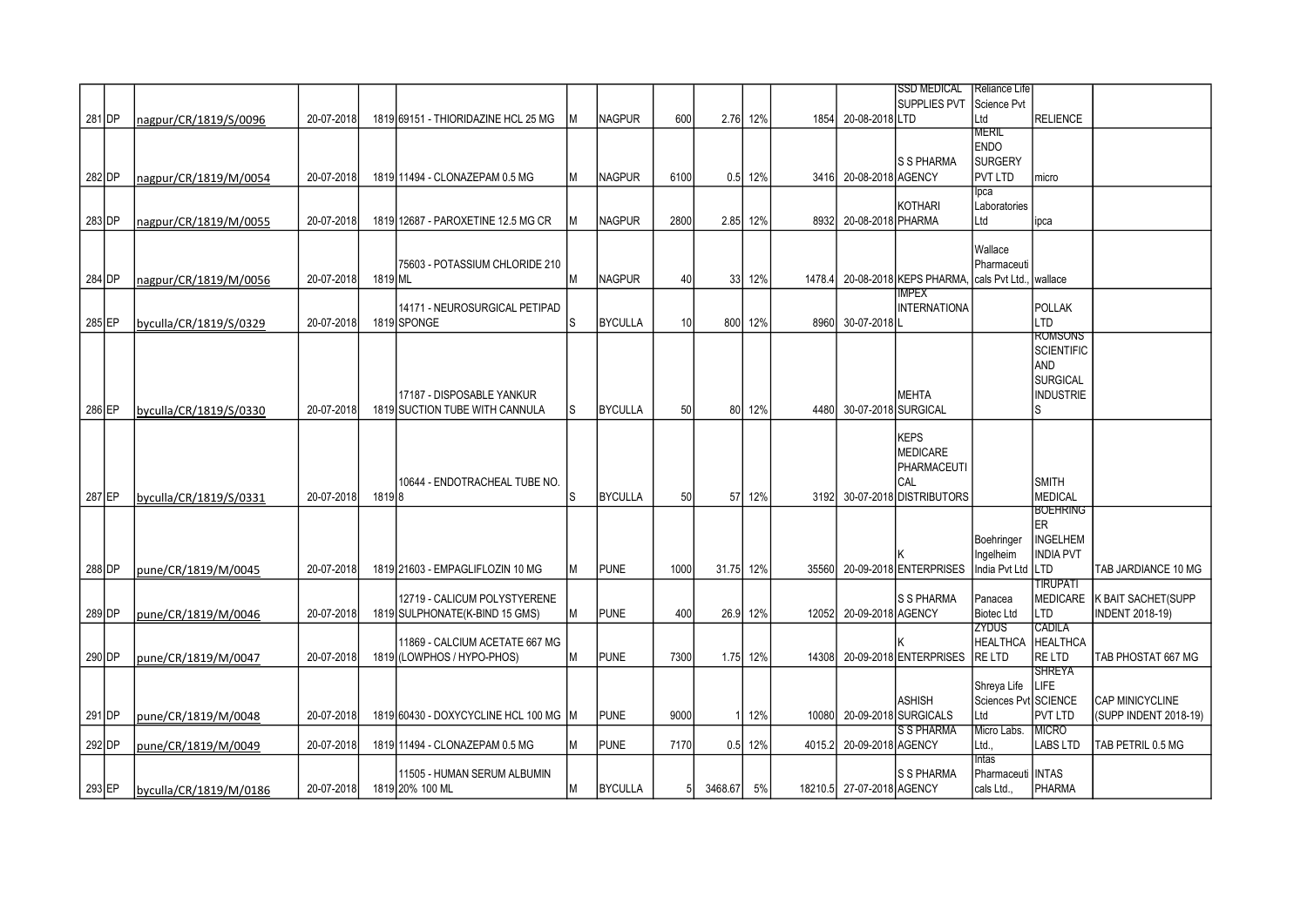| | | | | | | | | | | | | | | | | |
|---|---|---|---|---|---|---|---|---|---|---|---|---|---|---|---|---|
| 281 | DP | nagpur/CR/1819/S/0096 | 20-07-2018 | 1819 | 69151 - THIORIDAZINE HCL 25 MG | M | NAGPUR | 600 | 2.76 | 12% | 1854 | 20-08-2018 | SSD MEDICAL SUPPLIES PVT LTD | Reliance Life Science Pvt Ltd | RELIENCE | |
| 282 | DP | nagpur/CR/1819/M/0054 | 20-07-2018 | 1819 | 11494 - CLONAZEPAM 0.5 MG | M | NAGPUR | 6100 | 0.5 | 12% | 3416 | 20-08-2018 | S S PHARMA AGENCY | MERIL ENDO SURGERY PVT LTD | micro | |
| 283 | DP | nagpur/CR/1819/M/0055 | 20-07-2018 | 1819 | 12687 - PAROXETINE 12.5 MG CR | M | NAGPUR | 2800 | 2.85 | 12% | 8932 | 20-08-2018 | KOTHARI PHARMA | Ipca Laboratories Ltd | ipca | |
| 284 | DP | nagpur/CR/1819/M/0056 | 20-07-2018 | 1819 | 75603 - POTASSIUM CHLORIDE 210 ML | M | NAGPUR | 40 | 33 | 12% | 1478.4 | 20-08-2018 | KEPS PHARMA, | Wallace Pharmaceuticals Pvt Ltd., | wallace | |
| 285 | EP | byculla/CR/1819/S/0329 | 20-07-2018 | 1819 | 14171 - NEUROSURGICAL PETIPAD SPONGE | S | BYCULLA | 10 | 800 | 12% | 8960 | 30-07-2018 | IMPEX INTERNATIONAL | | POLLAK LTD | |
| 286 | EP | byculla/CR/1819/S/0330 | 20-07-2018 | 1819 | 17187 - DISPOSABLE YANKUR SUCTION TUBE WITH CANNULA | S | BYCULLA | 50 | 80 | 12% | 4480 | 30-07-2018 | MEHTA SURGICAL | | ROMSONS SCIENTIFIC AND SURGICAL INDUSTRIES | |
| 287 | EP | byculla/CR/1819/S/0331 | 20-07-2018 | 1819 | 10644 - ENDOTRACHEAL TUBE NO. 8 | S | BYCULLA | 50 | 57 | 12% | 3192 | 30-07-2018 | KEPS MEDICARE PHARMACEUTICAL DISTRIBUTORS | | SMITH MEDICAL | |
| 288 | DP | pune/CR/1819/M/0045 | 20-07-2018 | 1819 | 21603 - EMPAGLIFLOZIN 10 MG | M | PUNE | 1000 | 31.75 | 12% | 35560 | 20-09-2018 | K ENTERPRISES | Boehringer Ingelheim India Pvt Ltd | BOEHRINGER INGELHEM INDIA PVT LTD | TAB JARDIANCE 10 MG |
| 289 | DP | pune/CR/1819/M/0046 | 20-07-2018 | 1819 | 12719 - CALICUM POLYSTYERENE SULPHONATE(K-BIND 15 GMS) | M | PUNE | 400 | 26.9 | 12% | 12052 | 20-09-2018 | S S PHARMA AGENCY | Panacea Biotec Ltd | TIRUPATI MEDICARE LTD | K BAIT SACHET(SUPP INDENT 2018-19) |
| 290 | DP | pune/CR/1819/M/0047 | 20-07-2018 | 1819 | 11869 - CALCIUM ACETATE 667 MG (LOWPHOS / HYPO-PHOS) | M | PUNE | 7300 | 1.75 | 12% | 14308 | 20-09-2018 | K ENTERPRISES | ZYDUS HEALTHCARE LTD | CADILA HEALTHCARE LTD | TAB PHOSTAT 667 MG |
| 291 | DP | pune/CR/1819/M/0048 | 20-07-2018 | 1819 | 60430 - DOXYCYCLINE HCL 100 MG | M | PUNE | 9000 | 1 | 12% | 10080 | 20-09-2018 | ASHISH SURGICALS | Shreya Life Sciences Pvt Ltd | SHREYA LIFE SCIENCE PVT LTD | CAP MINICYCLINE (SUPP INDENT 2018-19) |
| 292 | DP | pune/CR/1819/M/0049 | 20-07-2018 | 1819 | 11494 - CLONAZEPAM 0.5 MG | M | PUNE | 7170 | 0.5 | 12% | 4015.2 | 20-09-2018 | S S PHARMA AGENCY | Micro Labs. Ltd., | MICRO LABS LTD | TAB PETRIL 0.5 MG |
| 293 | EP | byculla/CR/1819/M/0186 | 20-07-2018 | 1819 | 11505 - HUMAN SERUM ALBUMIN 20% 100 ML | M | BYCULLA | 5 | 3468.67 | 5% | 18210.5 | 27-07-2018 | S S PHARMA AGENCY | Intas Pharmaceuticals Ltd., | INTAS PHARMA | |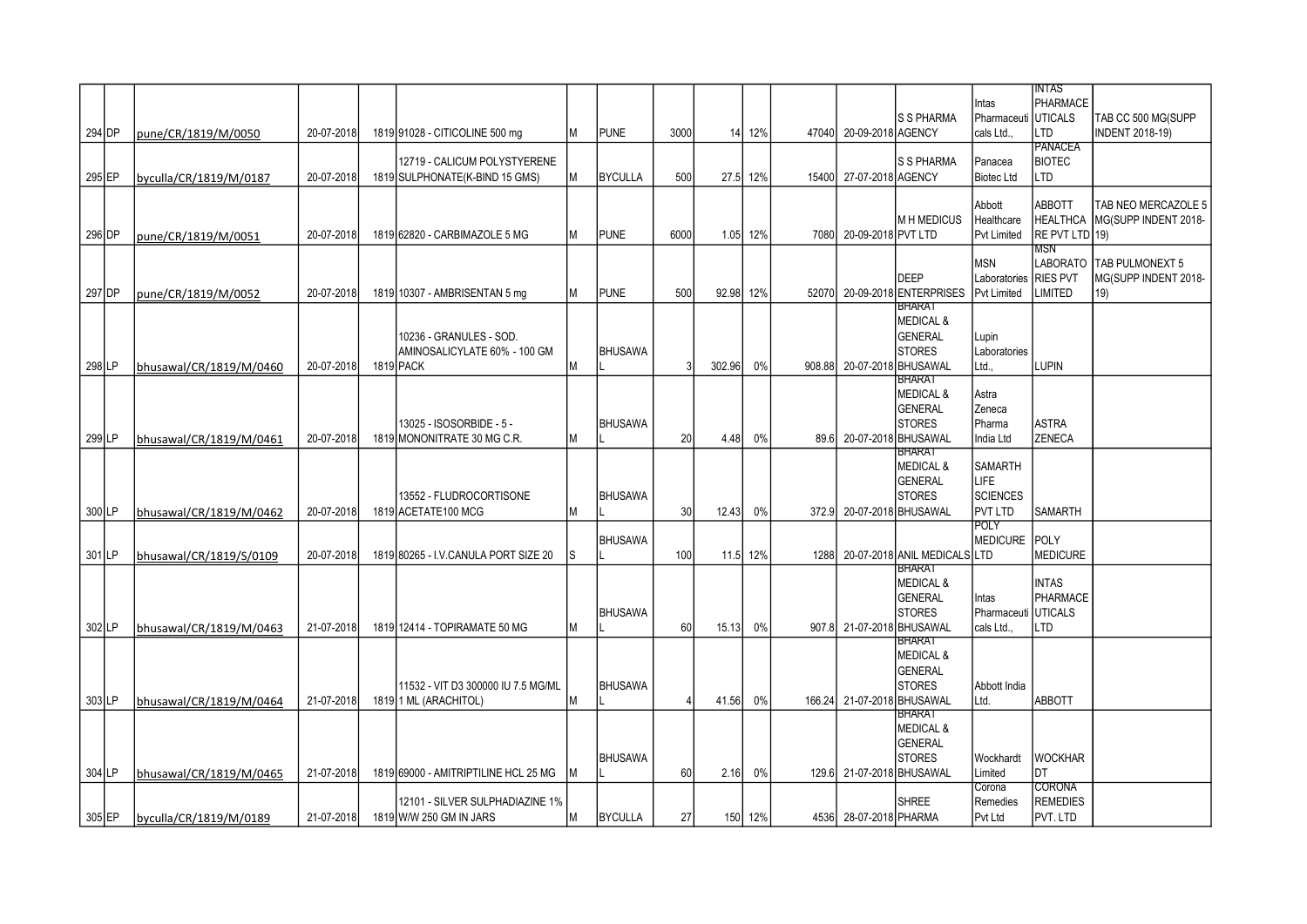| | | | | | | | | | | | | | | | | | |
|---|---|---|---|---|---|---|---|---|---|---|---|---|---|---|---|---|---|
| 294 | DP | pune/CR/1819/M/0050 | 20-07-2018 | 1819 | 91028 - CITICOLINE 500 mg | M | PUNE | 3000 | 14 | 12% | 47040 | 20-09-2018 | S S PHARMA AGENCY | Intas Pharmaceuticals Ltd., | INTAS PHARMACEUTICALS LTD | TAB CC 500 MG(SUPP INDENT 2018-19) |
| 295 | EP | byculla/CR/1819/M/0187 | 20-07-2018 | 1819 | 12719 - CALICUM POLYSTYERENE SULPHONATE(K-BIND 15 GMS) | M | BYCULLA | 500 | 27.5 | 12% | 15400 | 27-07-2018 | S S PHARMA AGENCY | Panacea Biotec Ltd | PANACEA BIOTEC LTD | |
| 296 | DP | pune/CR/1819/M/0051 | 20-07-2018 | 1819 | 62820 - CARBIMAZOLE 5 MG | M | PUNE | 6000 | 1.05 | 12% | 7080 | 20-09-2018 | M H MEDICUS PVT LTD | Abbott Healthcare Pvt Limited | ABBOTT HEALTHCARE PVT LTD | TAB NEO MERCAZOLE 5 MG(SUPP INDENT 2018-19) |
| 297 | DP | pune/CR/1819/M/0052 | 20-07-2018 | 1819 | 10307 - AMBRISENTAN 5 mg | M | PUNE | 500 | 92.98 | 12% | 52070 | 20-09-2018 | DEEP ENTERPRISES | MSN Laboratories Pvt Limited | MSN LABORATORIES PVT LIMITED | TAB PULMONEXT 5 MG(SUPP INDENT 2018-19) |
| 298 | LP | bhusawal/CR/1819/M/0460 | 20-07-2018 | 1819 | 10236 - GRANULES - SOD. AMINOSALICYLATE 60% - 100 GM PACK | M | BHUSAWAL | 3 | 302.96 | 0% | 908.88 | 20-07-2018 | BHARAT MEDICAL & GENERAL STORES BHUSAWAL | Lupin Laboratories Ltd., | LUPIN | |
| 299 | LP | bhusawal/CR/1819/M/0461 | 20-07-2018 | 1819 | 13025 - ISOSORBIDE - 5 - MONONITRATE 30 MG C.R. | M | BHUSAWAL | 20 | 4.48 | 0% | 89.6 | 20-07-2018 | BHARAT MEDICAL & GENERAL STORES BHUSAWAL | Astra Zeneca Pharma India Ltd | ASTRA ZENECA | |
| 300 | LP | bhusawal/CR/1819/M/0462 | 20-07-2018 | 1819 | 13552 - FLUDROCORTISONE ACETATE100 MCG | M | BHUSAWAL | 30 | 12.43 | 0% | 372.9 | 20-07-2018 | BHARAT MEDICAL & GENERAL STORES BHUSAWAL | SAMARTH LIFE SCIENCES PVT LTD | SAMARTH | |
| 301 | LP | bhusawal/CR/1819/S/0109 | 20-07-2018 | 1819 | 80265 - I.V.CANULA PORT SIZE 20 | S | BHUSAWAL | 100 | 11.5 | 12% | 1288 | 20-07-2018 | ANIL MEDICALS | POLY MEDICURE LTD | POLY MEDICURE | |
| 302 | LP | bhusawal/CR/1819/M/0463 | 21-07-2018 | 1819 | 12414 - TOPIRAMATE 50 MG | M | BHUSAWAL | 60 | 15.13 | 0% | 907.8 | 21-07-2018 | BHARAT MEDICAL & GENERAL STORES BHUSAWAL | Intas Pharmaceuticals Ltd., | INTAS PHARMACEUTICALS LTD | |
| 303 | LP | bhusawal/CR/1819/M/0464 | 21-07-2018 | 1819 | 11532 - VIT D3 300000 IU 7.5 MG/ML 1 ML (ARACHITOL) | M | BHUSAWAL | 4 | 41.56 | 0% | 166.24 | 21-07-2018 | BHARAT MEDICAL & GENERAL STORES BHUSAWAL | Abbott India Ltd. | ABBOTT | |
| 304 | LP | bhusawal/CR/1819/M/0465 | 21-07-2018 | 1819 | 69000 - AMITRIPTILINE HCL 25 MG | M | BHUSAWAL | 60 | 2.16 | 0% | 129.6 | 21-07-2018 | BHARAT MEDICAL & GENERAL STORES BHUSAWAL | Wockhardt Limited | WOCKHARDT | |
| 305 | EP | byculla/CR/1819/M/0189 | 21-07-2018 | 1819 | 12101 - SILVER SULPHADIAZINE 1% W/W 250 GM IN JARS | M | BYCULLA | 27 | 150 | 12% | 4536 | 28-07-2018 | SHREE PHARMA | Corona Remedies Pvt Ltd | CORONA REMEDIES PVT. LTD | |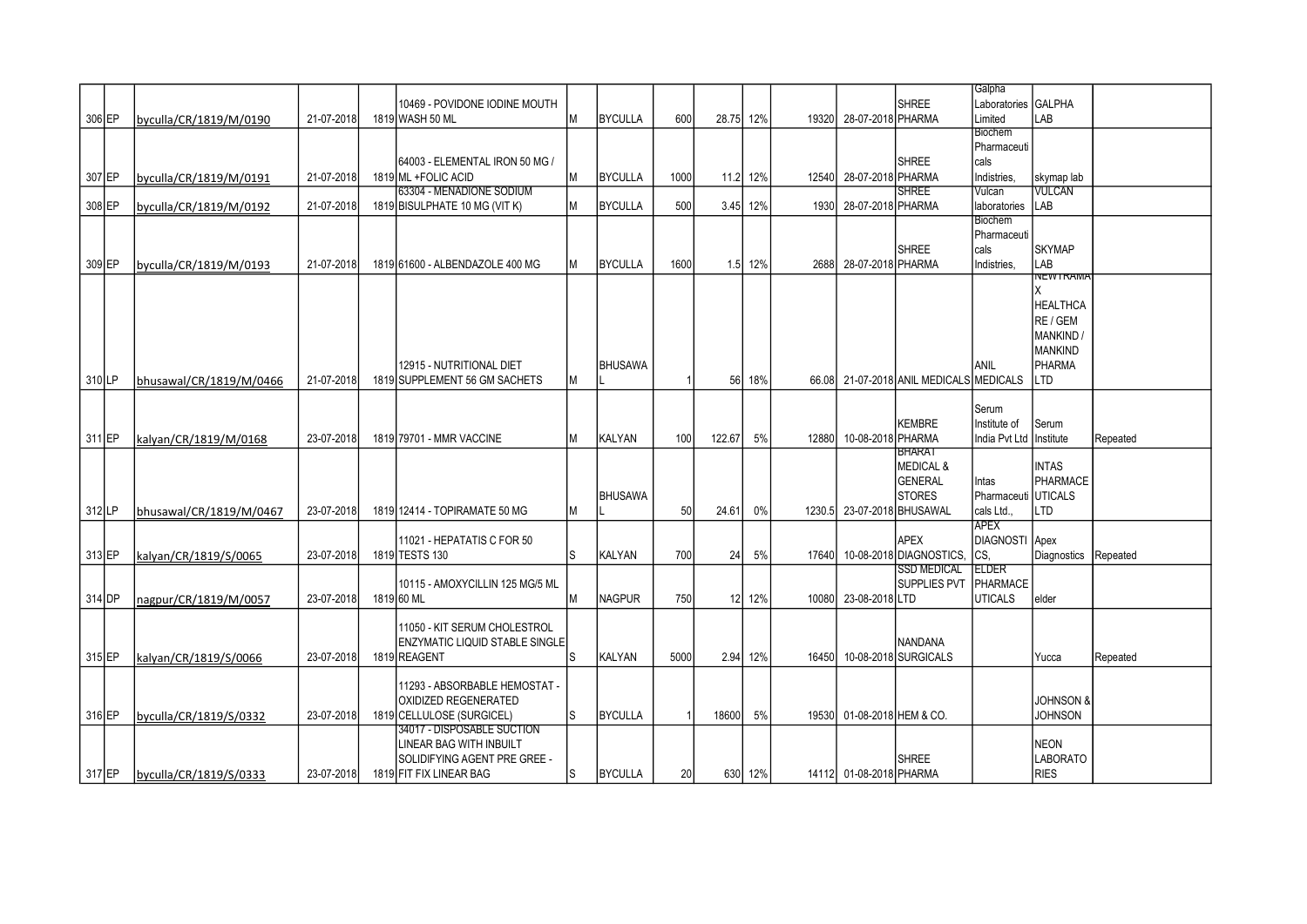| | | | | | | | | | | | | | | | | |
|---|---|---|---|---|---|---|---|---|---|---|---|---|---|---|---|---|
| 306 | EP | byculla/CR/1819/M/0190 | 21-07-2018 | 1819 | 10469 - POVIDONE IODINE MOUTH WASH 50 ML | M | BYCULLA | 600 | 28.75 | 12% | 19320 | 28-07-2018 | SHREE PHARMA | Galpha Laboratories Limited | GALPHA LAB | |
| 307 | EP | byculla/CR/1819/M/0191 | 21-07-2018 | 1819 | 64003 - ELEMENTAL IRON 50 MG / ML +FOLIC ACID | M | BYCULLA | 1000 | 11.2 | 12% | 12540 | 28-07-2018 | SHREE PHARMA | Biochem Pharmaceuticals Indistries, | skymap lab | |
| 308 | EP | byculla/CR/1819/M/0192 | 21-07-2018 | 1819 | 63304 - MENADIONE SODIUM BISULPHATE 10 MG (VIT K) | M | BYCULLA | 500 | 3.45 | 12% | 1930 | 28-07-2018 | SHREE PHARMA | Vulcan laboratories | VULCAN LAB | |
| 309 | EP | byculla/CR/1819/M/0193 | 21-07-2018 | 1819 | 61600 - ALBENDAZOLE 400 MG | M | BYCULLA | 1600 | 1.5 | 12% | 2688 | 28-07-2018 | SHREE PHARMA | Biochem Pharmaceuticals Indistries, | SKYMAP LAB | |
| 310 | LP | bhusawal/CR/1819/M/0466 | 21-07-2018 | 1819 | 12915 - NUTRITIONAL DIET SUPPLEMENT 56 GM SACHETS | M | BHUSAWAL | 1 | 56 | 18% | 66.08 | 21-07-2018 | ANIL MEDICALS | ANIL MEDICALS | NEWTRAMAX HEALTHCARE / GEM MANKIND / MANKIND PHARMA LTD | |
| 311 | EP | kalyan/CR/1819/M/0168 | 23-07-2018 | 1819 | 79701 - MMR VACCINE | M | KALYAN | 100 | 122.67 | 5% | 12880 | 10-08-2018 | KEMBRE PHARMA | Serum Institute of India Pvt Ltd | Serum Institute | Repeated |
| 312 | LP | bhusawal/CR/1819/M/0467 | 23-07-2018 | 1819 | 12414 - TOPIRAMATE 50 MG | M | BHUSAWAL | 50 | 24.61 | 0% | 1230.5 | 23-07-2018 | BHARAT MEDICAL & GENERAL STORES BHUSAWAL | Intas Pharmaceuticals Ltd., | INTAS PHARMACEUTICALS LTD | |
| 313 | EP | kalyan/CR/1819/S/0065 | 23-07-2018 | 1819 | 11021 - HEPATATIS C FOR 50 TESTS 130 | S | KALYAN | 700 | 24 | 5% | 17640 | 10-08-2018 | APEX DIAGNOSTICS, | APEX DIAGNOSTICS, | Apex Diagnostics | Repeated |
| 314 | DP | nagpur/CR/1819/M/0057 | 23-07-2018 | 1819 | 10115 - AMOXYCILLIN 125 MG/5 ML 60 ML | M | NAGPUR | 750 | 12 | 12% | 10080 | 23-08-2018 | SSD MEDICAL SUPPLIES PVT LTD | ELDER PHARMACEUTICALS | elder | |
| 315 | EP | kalyan/CR/1819/S/0066 | 23-07-2018 | 1819 | 11050 - KIT SERUM CHOLESTROL ENZYMATIC LIQUID STABLE SINGLE REAGENT | S | KALYAN | 5000 | 2.94 | 12% | 16450 | 10-08-2018 | NANDANA SURGICALS | | Yucca | Repeated |
| 316 | EP | byculla/CR/1819/S/0332 | 23-07-2018 | 1819 | 11293 - ABSORBABLE HEMOSTAT - OXIDIZED REGENERATED CELLULOSE (SURGICEL) | S | BYCULLA | 1 | 18600 | 5% | 19530 | 01-08-2018 | HEM & CO. | | JOHNSON & JOHNSON | |
| 317 | EP | byculla/CR/1819/S/0333 | 23-07-2018 | 1819 | 34017 - DISPOSABLE SUCTION LINEAR BAG WITH INBUILT SOLIDIFYING AGENT PRE GREE - FIT FIX LINEAR BAG | S | BYCULLA | 20 | 630 | 12% | 14112 | 01-08-2018 | SHREE PHARMA | | NEON LABORATORIES | |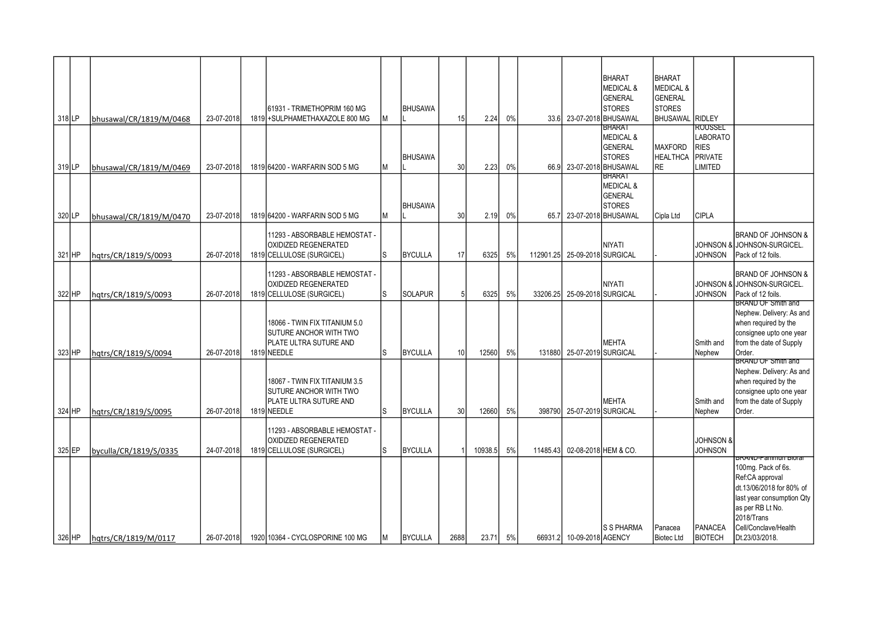| | | | | | | | | | | | | | | | | | |
|---|---|---|---|---|---|---|---|---|---|---|---|---|---|---|---|---|---|
| 318 | LP | bhusawal/CR/1819/M/0468 | 23-07-2018 | 1819 | 61931 - TRIMETHOPRIM 160 MG +SULPHAMETHAXAZOLE 800 MG | M | BHUSAWAL | 15 | 2.24 | 0% | 33.6 | 23-07-2018 | BHARAT MEDICAL & GENERAL STORES BHUSAWAL | BHARAT MEDICAL & GENERAL STORES BHUSAWAL | RIDLEY | |
| 319 | LP | bhusawal/CR/1819/M/0469 | 23-07-2018 | 1819 | 64200 - WARFARIN SOD 5 MG | M | BHUSAWAL | 30 | 2.23 | 0% | 66.9 | 23-07-2018 | BHARAT MEDICAL & GENERAL STORES BHUSAWAL | MAXFORD HEALTHCARE | ROUSSEL LABORATORIES PRIVATE LIMITED | |
| 320 | LP | bhusawal/CR/1819/M/0470 | 23-07-2018 | 1819 | 64200 - WARFARIN SOD 5 MG | M | BHUSAWAL | 30 | 2.19 | 0% | 65.7 | 23-07-2018 | BHARAT MEDICAL & GENERAL STORES BHUSAWAL | Cipla Ltd | CIPLA | |
| 321 | HP | hqtrs/CR/1819/S/0093 | 26-07-2018 | 1819 | 11293 - ABSORBABLE HEMOSTAT - OXIDIZED REGENERATED CELLULOSE (SURGICEL) | S | BYCULLA | 17 | 6325 | 5% | 112901.25 | 25-09-2018 | NIYATI SURGICAL | - | JOHNSON & JOHNSON | BRAND OF JOHNSON & JOHNSON-SURGICEL. Pack of 12 foils. |
| 322 | HP | hqtrs/CR/1819/S/0093 | 26-07-2018 | 1819 | 11293 - ABSORBABLE HEMOSTAT - OXIDIZED REGENERATED CELLULOSE (SURGICEL) | S | SOLAPUR | 5 | 6325 | 5% | 33206.25 | 25-09-2018 | NIYATI SURGICAL | - | JOHNSON & JOHNSON | BRAND OF JOHNSON & JOHNSON-SURGICEL. Pack of 12 foils. |
| 323 | HP | hqtrs/CR/1819/S/0094 | 26-07-2018 | 1819 | 18066 - TWIN FIX TITANIUM 5.0 SUTURE ANCHOR WITH TWO PLATE ULTRA SUTURE AND NEEDLE | S | BYCULLA | 10 | 12560 | 5% | 131880 | 25-07-2019 | MEHTA SURGICAL | - | Smith and Nephew | BRAND OF Smith and Nephew. Delivery: As and when required by the consignee upto one year from the date of Supply Order. |
| 324 | HP | hqtrs/CR/1819/S/0095 | 26-07-2018 | 1819 | 18067 - TWIN FIX TITANIUM 3.5 SUTURE ANCHOR WITH TWO PLATE ULTRA SUTURE AND NEEDLE | S | BYCULLA | 30 | 12660 | 5% | 398790 | 25-07-2019 | MEHTA SURGICAL | - | Smith and Nephew | BRAND OF Smith and Nephew. Delivery: As and when required by the consignee upto one year from the date of Supply Order. |
| 325 | EP | byculla/CR/1819/S/0335 | 24-07-2018 | 1819 | 11293 - ABSORBABLE HEMOSTAT - OXIDIZED REGENERATED CELLULOSE (SURGICEL) | S | BYCULLA | 1 | 10938.5 | 5% | 11485.43 | 02-08-2018 | HEM & CO. | | JOHNSON & JOHNSON | |
| 326 | HP | hqtrs/CR/1819/M/0117 | 26-07-2018 | 1920 | 10364 - CYCLOSPORINE 100 MG | M | BYCULLA | 2688 | 23.71 | 5% | 66931.2 | 10-09-2018 | S S PHARMA AGENCY | Panacea Biotec Ltd | PANACEA BIOTECH | BRAND-Panimun Bioral 100mg. Pack of 6s. Ref:CA approval dt.13/06/2018 for 80% of last year consumption Qty as per RB Lt No. 2018/Trans Cell/Conclave/Health Dt.23/03/2018. |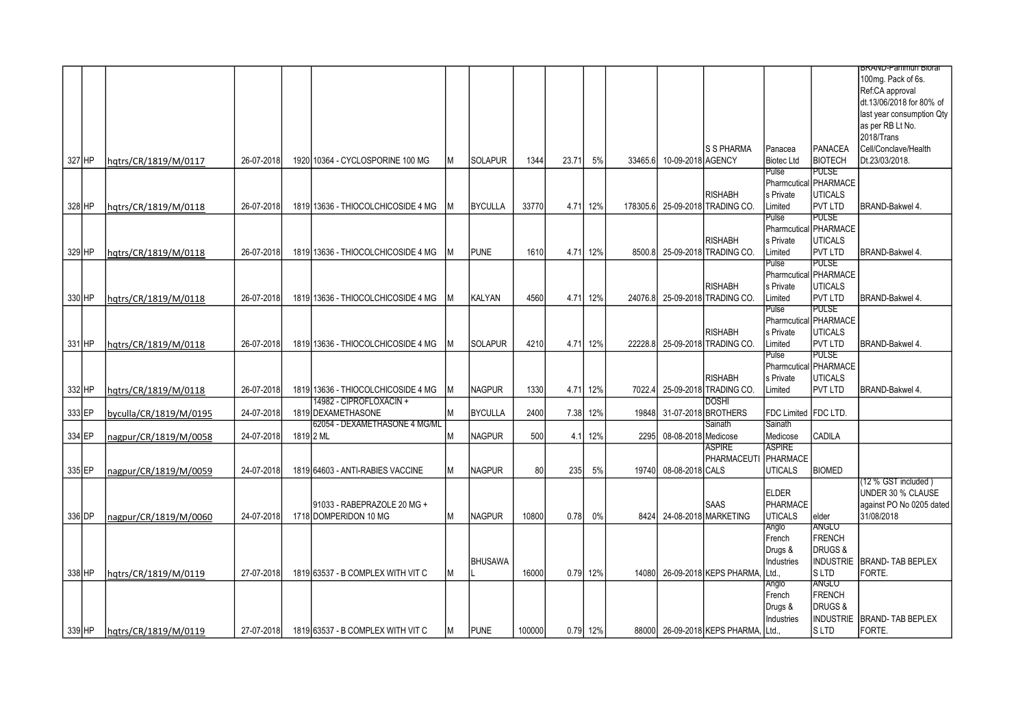| | | | | | | | | | | | | | | | | |
|---|---|---|---|---|---|---|---|---|---|---|---|---|---|---|---|---|
| 327 | HP | hqtrs/CR/1819/M/0117 | 26-07-2018 | 1920 | 10364 - CYCLOSPORINE 100 MG | M | SOLAPUR | 1344 | 23.71 | 5% | 33465.6 | 10-09-2018 | S S PHARMA AGENCY | Panacea Biotec Ltd | PANACEA BIOTECH | BRAND-Panimun Bioral 100mg. Pack of 6s. Ref:CA approval dt.13/06/2018 for 80% of last year consumption Qty as per RB Lt No. 2018/Trans Cell/Conclave/Health Dt.23/03/2018. |
| 328 | HP | hqtrs/CR/1819/M/0118 | 26-07-2018 | 1819 | 13636 - THIOCOLCHICOSIDE 4 MG | M | BYCULLA | 33770 | 4.71 | 12% | 178305.6 | 25-09-2018 | RISHABH TRADING CO. | Pulse Pharmcuticals Private Limited | PULSE PHARMACEUTICALS PVT LTD | BRAND-Bakwel 4. |
| 329 | HP | hqtrs/CR/1819/M/0118 | 26-07-2018 | 1819 | 13636 - THIOCOLCHICOSIDE 4 MG | M | PUNE | 1610 | 4.71 | 12% | 8500.8 | 25-09-2018 | RISHABH TRADING CO. | Pulse Pharmcuticals Private Limited | PULSE PHARMACEUTICALS PVT LTD | BRAND-Bakwel 4. |
| 330 | HP | hqtrs/CR/1819/M/0118 | 26-07-2018 | 1819 | 13636 - THIOCOLCHICOSIDE 4 MG | M | KALYAN | 4560 | 4.71 | 12% | 24076.8 | 25-09-2018 | RISHABH TRADING CO. | Pulse Pharmcuticals Private Limited | PULSE PHARMACEUTICALS PVT LTD | BRAND-Bakwel 4. |
| 331 | HP | hqtrs/CR/1819/M/0118 | 26-07-2018 | 1819 | 13636 - THIOCOLCHICOSIDE 4 MG | M | SOLAPUR | 4210 | 4.71 | 12% | 22228.8 | 25-09-2018 | RISHABH TRADING CO. | Pulse Pharmcuticals Private Limited | PULSE PHARMACEUTICALS PVT LTD | BRAND-Bakwel 4. |
| 332 | HP | hqtrs/CR/1819/M/0118 | 26-07-2018 | 1819 | 13636 - THIOCOLCHICOSIDE 4 MG | M | NAGPUR | 1330 | 4.71 | 12% | 7022.4 | 25-09-2018 | RISHABH TRADING CO. | Pulse Pharmcuticals Private Limited | PULSE PHARMACEUTICALS PVT LTD | BRAND-Bakwel 4. |
| 333 | EP | byculla/CR/1819/M/0195 | 24-07-2018 | 1819 | 14982 - CIPROFLOXACIN + DEXAMETHASONE | M | BYCULLA | 2400 | 7.38 | 12% | 19848 | 31-07-2018 | DOSHI BROTHERS | FDC Limited | FDC LTD. | |
| 334 | EP | nagpur/CR/1819/M/0058 | 24-07-2018 | 1819 | 62054 - DEXAMETHASONE 4 MG/ML 2 ML | M | NAGPUR | 500 | 4.1 | 12% | 2295 | 08-08-2018 | Sainath Medicose | Sainath Medicose | CADILA | |
| 335 | EP | nagpur/CR/1819/M/0059 | 24-07-2018 | 1819 | 64603 - ANTI-RABIES VACCINE | M | NAGPUR | 80 | 235 | 5% | 19740 | 08-08-2018 | ASPIRE PHARMACEUTICALS | ASPIRE PHARMACEUTICALS | BIOMED | |
| 336 | DP | nagpur/CR/1819/M/0060 | 24-07-2018 | 1718 | 91033 - RABEPRAZOLE 20 MG + DOMPERIDON 10 MG | M | NAGPUR | 10800 | 0.78 | 0% | 8424 | 24-08-2018 | SAAS MARKETING | ELDER PHARMACEUTICALS | elder | (12 % GST included ) UNDER 30 % CLAUSE against PO No 0205 dated 31/08/2018 |
| 338 | HP | hqtrs/CR/1819/M/0119 | 27-07-2018 | 1819 | 63537 - B COMPLEX WITH VIT C | M | BHUSAWAL | 16000 | 0.79 | 12% | 14080 | 26-09-2018 | KEPS PHARMA, | Anglo French Drugs & Industries Ltd., | ANGLO FRENCH DRUGS & INDUSTRIES LTD | BRAND- TAB BEPLEX FORTE. |
| 339 | HP | hqtrs/CR/1819/M/0119 | 27-07-2018 | 1819 | 63537 - B COMPLEX WITH VIT C | M | PUNE | 100000 | 0.79 | 12% | 88000 | 26-09-2018 | KEPS PHARMA, | Anglo French Drugs & Industries Ltd., | ANGLO FRENCH DRUGS & INDUSTRIES LTD | BRAND- TAB BEPLEX FORTE. |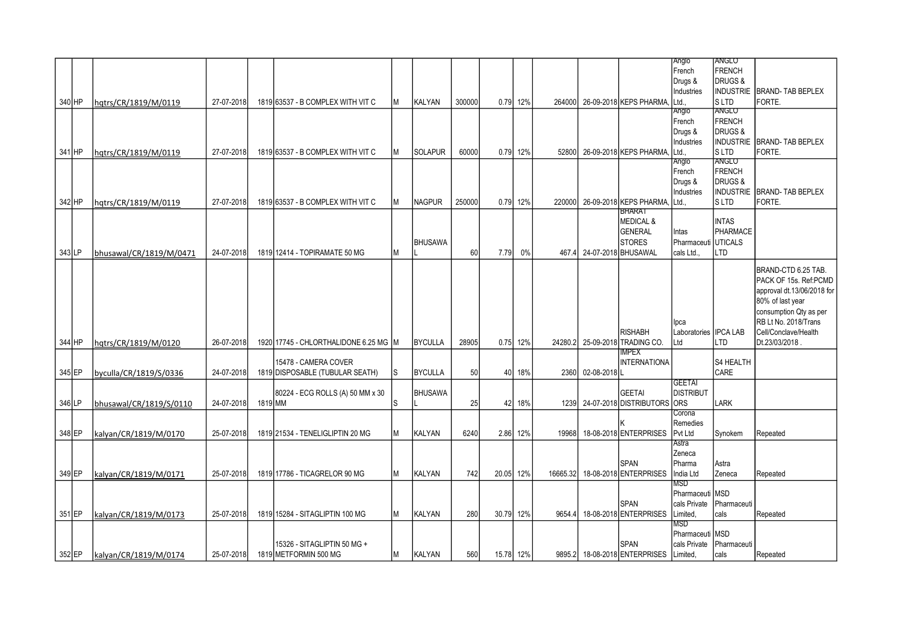| | | | | | | | | | | | | | | | | | |
|---|---|---|---|---|---|---|---|---|---|---|---|---|---|---|---|---|---|
| 340 | HP | hqtrs/CR/1819/M/0119 | 27-07-2018 | 1819 | 63537 - B COMPLEX WITH VIT C | M | KALYAN | 300000 | 0.79 | 12% | 264000 | 26-09-2018 | KEPS PHARMA, | Anglo French Drugs & Industries Ltd., | ANGLO FRENCH DRUGS & INDUSTRIE S LTD | BRAND- TAB BEPLEX FORTE. |
| 341 | HP | hqtrs/CR/1819/M/0119 | 27-07-2018 | 1819 | 63537 - B COMPLEX WITH VIT C | M | SOLAPUR | 60000 | 0.79 | 12% | 52800 | 26-09-2018 | KEPS PHARMA, | Anglo French Drugs & Industries Ltd., | ANGLO FRENCH DRUGS & INDUSTRIE S LTD | BRAND- TAB BEPLEX FORTE. |
| 342 | HP | hqtrs/CR/1819/M/0119 | 27-07-2018 | 1819 | 63537 - B COMPLEX WITH VIT C | M | NAGPUR | 250000 | 0.79 | 12% | 220000 | 26-09-2018 | KEPS PHARMA, | Anglo French Drugs & Industries Ltd., | ANGLO FRENCH DRUGS & INDUSTRIE S LTD | BRAND- TAB BEPLEX FORTE. |
| 343 | LP | bhusawal/CR/1819/M/0471 | 24-07-2018 | 1819 | 12414 - TOPIRAMATE 50 MG | M | BHUSAWAL | 60 | 7.79 | 0% | 467.4 | 24-07-2018 | BHARAT MEDICAL & GENERAL STORES BHUSAWAL | Intas Pharmaceuticals Ltd., | INTAS PHARMACE UTICALS LTD | |
| 344 | HP | hqtrs/CR/1819/M/0120 | 26-07-2018 | 1920 | 17745 - CHLORTHALIDONE 6.25 MG | M | BYCULLA | 28905 | 0.75 | 12% | 24280.2 | 25-09-2018 | RISHABH TRADING CO. | Ipca Laboratories Ltd | IPCA LAB LTD | BRAND-CTD 6.25 TAB. PACK OF 15s. Ref:PCMD approval dt.13/06/2018 for 80% of last year consumption Qty as per RB Lt No. 2018/Trans Cell/Conclave/Health Dt.23/03/2018 . |
| 345 | EP | byculla/CR/1819/S/0336 | 24-07-2018 | 1819 | 15478 - CAMERA COVER DISPOSABLE (TUBULAR SEATH) | S | BYCULLA | 50 | 40 | 18% | 2360 | 02-08-2018 | IMPEX INTERNATIONAL | | S4 HEALTH CARE | |
| 346 | LP | bhusawal/CR/1819/S/0110 | 24-07-2018 | 1819 | 80224 - ECG ROLLS (A) 50 MM x 30 MM | S | BHUSAWAL | 25 | 42 | 18% | 1239 | 24-07-2018 | GEETAI DISTRIBUTORS | GEETAI DISTRIBUTORS | LARK | |
| 348 | EP | kalyan/CR/1819/M/0170 | 25-07-2018 | 1819 | 21534 - TENELIGLIPTIN 20 MG | M | KALYAN | 6240 | 2.86 | 12% | 19968 | 18-08-2018 | K ENTERPRISES | Corona Remedies Pvt Ltd | Synokem | Repeated |
| 349 | EP | kalyan/CR/1819/M/0171 | 25-07-2018 | 1819 | 17786 - TICAGRELOR 90 MG | M | KALYAN | 742 | 20.05 | 12% | 16665.32 | 18-08-2018 | SPAN ENTERPRISES | Astra Zeneca Pharma India Ltd | Astra Zeneca | Repeated |
| 351 | EP | kalyan/CR/1819/M/0173 | 25-07-2018 | 1819 | 15284 - SITAGLIPTIN 100 MG | M | KALYAN | 280 | 30.79 | 12% | 9654.4 | 18-08-2018 | SPAN ENTERPRISES | MSD Pharmaceuticals Private Limited, | MSD Pharmaceuticals | Repeated |
| 352 | EP | kalyan/CR/1819/M/0174 | 25-07-2018 | 1819 | 15326 - SITAGLIPTIN 50 MG + METFORMIN 500 MG | M | KALYAN | 560 | 15.78 | 12% | 9895.2 | 18-08-2018 | SPAN ENTERPRISES | MSD Pharmaceuticals Private Limited, | MSD Pharmaceuticals | Repeated |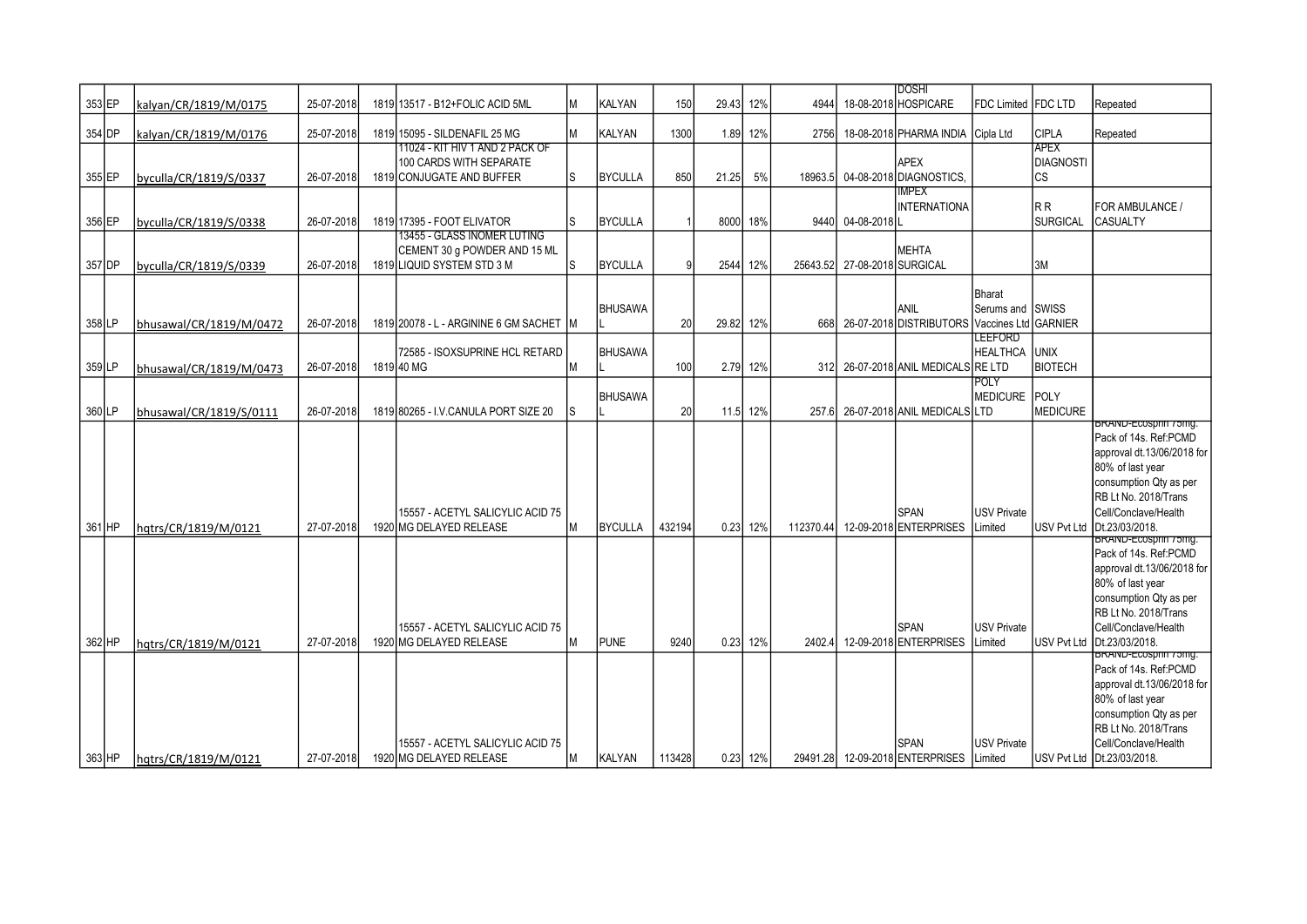| 353 | EP | kalyan/CR/1819/M/0175 | 25-07-2018 | 1819 | 13517 - B12+FOLIC ACID 5ML | M | KALYAN | 150 | 29.43 | 12% | 4944 | 18-08-2018 | DOSHI HOSPICARE | FDC Limited | FDC LTD | Repeated |
|---|---|---|---|---|---|---|---|---|---|---|---|---|---|---|---|---|
| 354 | DP | kalyan/CR/1819/M/0176 | 25-07-2018 | 1819 | 15095 - SILDENAFIL 25 MG | M | KALYAN | 1300 | 1.89 | 12% | 2756 | 18-08-2018 | PHARMA INDIA | Cipla Ltd | CIPLA | Repeated |
| 355 | EP | byculla/CR/1819/S/0337 | 26-07-2018 | 1819 | 11024 - KIT HIV 1 AND 2 PACK OF 100 CARDS WITH SEPARATE CONJUGATE AND BUFFER | S | BYCULLA | 850 | 21.25 | 5% | 18963.5 | 04-08-2018 | APEX DIAGNOSTICS, | | APEX DIAGNOSTICS | |
| 356 | EP | byculla/CR/1819/S/0338 | 26-07-2018 | 1819 | 17395 - FOOT ELIVATOR | S | BYCULLA | 1 | 8000 | 18% | 9440 | 04-08-2018 | IMPEX INTERNATIONAL | | R R SURGICAL | FOR AMBULANCE / CASUALTY |
| 357 | DP | byculla/CR/1819/S/0339 | 26-07-2018 | 1819 | 13455 - GLASS INOMER LUTING CEMENT 30 g POWDER AND 15 ML LIQUID SYSTEM STD 3 M | S | BYCULLA | 9 | 2544 | 12% | 25643.52 | 27-08-2018 | MEHTA SURGICAL | | 3M | |
| 358 | LP | bhusawal/CR/1819/M/0472 | 26-07-2018 | 1819 | 20078 - L - ARGININE 6 GM SACHET | M | BHUSAWAL | 20 | 29.82 | 12% | 668 | 26-07-2018 | ANIL DISTRIBUTORS | Bharat Serums and Vaccines Ltd | SWISS GARNIER | |
| 359 | LP | bhusawal/CR/1819/M/0473 | 26-07-2018 | 1819 | 72585 - ISOXSUPRINE HCL RETARD 40 MG | M | BHUSAWAL | 100 | 2.79 | 12% | 312 | 26-07-2018 | ANIL MEDICALS | LEEFORD HEALTHCARE LTD | UNIX BIOTECH | |
| 360 | LP | bhusawal/CR/1819/S/0111 | 26-07-2018 | 1819 | 80265 - I.V.CANULA PORT SIZE 20 | S | BHUSAWAL | 20 | 11.5 | 12% | 257.6 | 26-07-2018 | ANIL MEDICALS | POLY MEDICURE LTD | POLY MEDICURE | |
| 361 | HP | hqtrs/CR/1819/M/0121 | 27-07-2018 | 1920 | 15557 - ACETYL SALICYLIC ACID 75 MG DELAYED RELEASE | M | BYCULLA | 432194 | 0.23 | 12% | 112370.44 | 12-09-2018 | SPAN ENTERPRISES | USV Private Limited | USV Pvt Ltd | BRAND-Ecosprin 75mg. Pack of 14s. Ref:PCMD approval dt.13/06/2018 for 80% of last year consumption Qty as per RB Lt No. 2018/Trans Cell/Conclave/Health Dt.23/03/2018. |
| 362 | HP | hqtrs/CR/1819/M/0121 | 27-07-2018 | 1920 | 15557 - ACETYL SALICYLIC ACID 75 MG DELAYED RELEASE | M | PUNE | 9240 | 0.23 | 12% | 2402.4 | 12-09-2018 | SPAN ENTERPRISES | USV Private Limited | USV Pvt Ltd | BRAND-Ecosprin 75mg. Pack of 14s. Ref:PCMD approval dt.13/06/2018 for 80% of last year consumption Qty as per RB Lt No. 2018/Trans Cell/Conclave/Health Dt.23/03/2018. |
| 363 | HP | hqtrs/CR/1819/M/0121 | 27-07-2018 | 1920 | 15557 - ACETYL SALICYLIC ACID 75 MG DELAYED RELEASE | M | KALYAN | 113428 | 0.23 | 12% | 29491.28 | 12-09-2018 | SPAN ENTERPRISES | USV Private Limited | USV Pvt Ltd | BRAND-Ecosprin 75mg. Pack of 14s. Ref:PCMD approval dt.13/06/2018 for 80% of last year consumption Qty as per RB Lt No. 2018/Trans Cell/Conclave/Health Dt.23/03/2018. |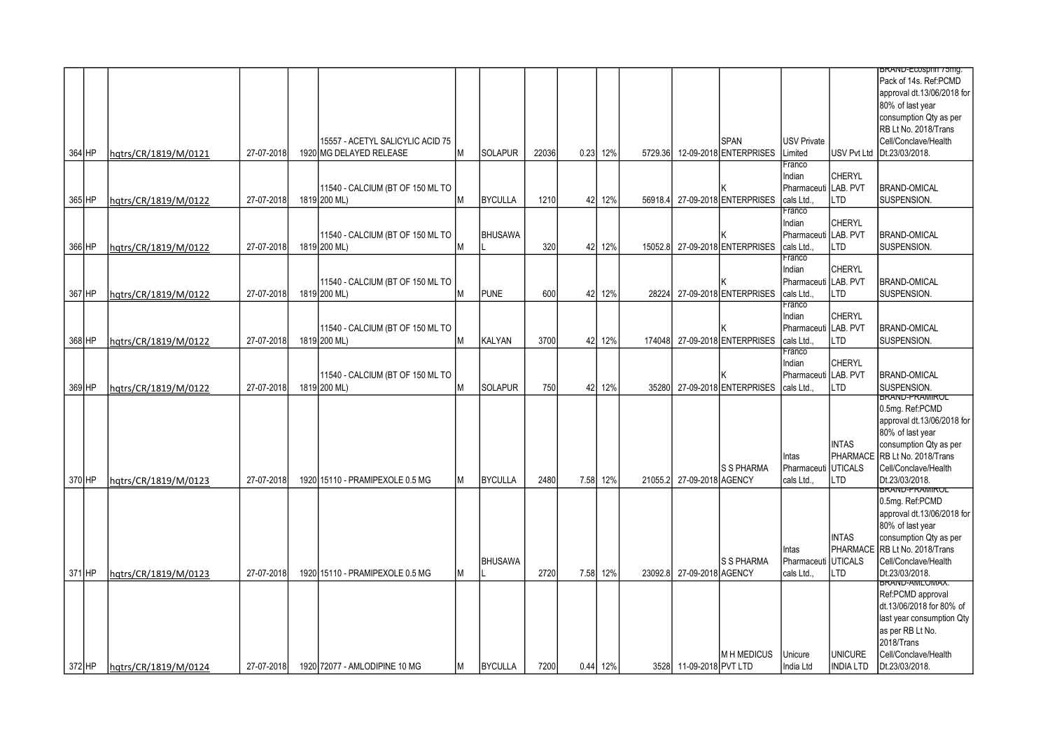| | | | | | | | | | | | | | | | | |
|---|---|---|---|---|---|---|---|---|---|---|---|---|---|---|---|---|
| 364 | HP | hqtrs/CR/1819/M/0121 | 27-07-2018 | 1920 | 15557 - ACETYL SALICYLIC ACID 75 MG DELAYED RELEASE | M | SOLAPUR | 22036 | 0.23 | 12% | 5729.36 | 12-09-2018 | SPAN ENTERPRISES | USV Private Limited | USV Pvt Ltd | BRAND-Ecosprin 75mg. Pack of 14s. Ref:PCMD approval dt.13/06/2018 for 80% of last year consumption Qty as per RB Lt No. 2018/Trans Cell/Conclave/Health Dt.23/03/2018. |
| 365 | HP | hqtrs/CR/1819/M/0122 | 27-07-2018 | 1819 | 11540 - CALCIUM (BT OF 150 ML TO 200 ML) | M | BYCULLA | 1210 | 42 | 12% | 56918.4 | 27-09-2018 | K ENTERPRISES | Franco Indian Pharmaceuticals Ltd., | CHERYL LAB. PVT LTD | BRAND-OMICAL SUSPENSION. |
| 366 | HP | hqtrs/CR/1819/M/0122 | 27-07-2018 | 1819 | 11540 - CALCIUM (BT OF 150 ML TO 200 ML) | M | BHUSAWAL | 320 | 42 | 12% | 15052.8 | 27-09-2018 | K ENTERPRISES | Franco Indian Pharmaceuticals Ltd., | CHERYL LAB. PVT LTD | BRAND-OMICAL SUSPENSION. |
| 367 | HP | hqtrs/CR/1819/M/0122 | 27-07-2018 | 1819 | 11540 - CALCIUM (BT OF 150 ML TO 200 ML) | M | PUNE | 600 | 42 | 12% | 28224 | 27-09-2018 | K ENTERPRISES | Franco Indian Pharmaceuticals Ltd., | CHERYL LAB. PVT LTD | BRAND-OMICAL SUSPENSION. |
| 368 | HP | hqtrs/CR/1819/M/0122 | 27-07-2018 | 1819 | 11540 - CALCIUM (BT OF 150 ML TO 200 ML) | M | KALYAN | 3700 | 42 | 12% | 174048 | 27-09-2018 | K ENTERPRISES | Franco Indian Pharmaceuticals Ltd., | CHERYL LAB. PVT LTD | BRAND-OMICAL SUSPENSION. |
| 369 | HP | hqtrs/CR/1819/M/0122 | 27-07-2018 | 1819 | 11540 - CALCIUM (BT OF 150 ML TO 200 ML) | M | SOLAPUR | 750 | 42 | 12% | 35280 | 27-09-2018 | K ENTERPRISES | Franco Indian Pharmaceuticals Ltd., | CHERYL LAB. PVT LTD | BRAND-OMICAL SUSPENSION. |
| 370 | HP | hqtrs/CR/1819/M/0123 | 27-07-2018 | 1920 | 15110 - PRAMIPEXOLE 0.5 MG | M | BYCULLA | 2480 | 7.58 | 12% | 21055.2 | 27-09-2018 | S S PHARMA AGENCY | Intas Pharmaceuticals Ltd., | INTAS PHARMACEUTICALS LTD | BRAND-PRAMIROL 0.5mg. Ref:PCMD approval dt.13/06/2018 for 80% of last year consumption Qty as per RB Lt No. 2018/Trans Cell/Conclave/Health Dt.23/03/2018. |
| 371 | HP | hqtrs/CR/1819/M/0123 | 27-07-2018 | 1920 | 15110 - PRAMIPEXOLE 0.5 MG | M | BHUSAWAL | 2720 | 7.58 | 12% | 23092.8 | 27-09-2018 | S S PHARMA AGENCY | Intas Pharmaceuticals Ltd., | INTAS PHARMACEUTICALS LTD | BRAND-PRAMIROL 0.5mg. Ref:PCMD approval dt.13/06/2018 for 80% of last year consumption Qty as per RB Lt No. 2018/Trans Cell/Conclave/Health Dt.23/03/2018. |
| 372 | HP | hqtrs/CR/1819/M/0124 | 27-07-2018 | 1920 | 72077 - AMLODIPINE 10 MG | M | BYCULLA | 7200 | 0.44 | 12% | 3528 | 11-09-2018 | M H MEDICUS PVT LTD | Unicure India Ltd | UNICURE INDIA LTD | BRAND-AMLOMAX. Ref:PCMD approval dt.13/06/2018 for 80% of last year consumption Qty as per RB Lt No. 2018/Trans Cell/Conclave/Health Dt.23/03/2018. |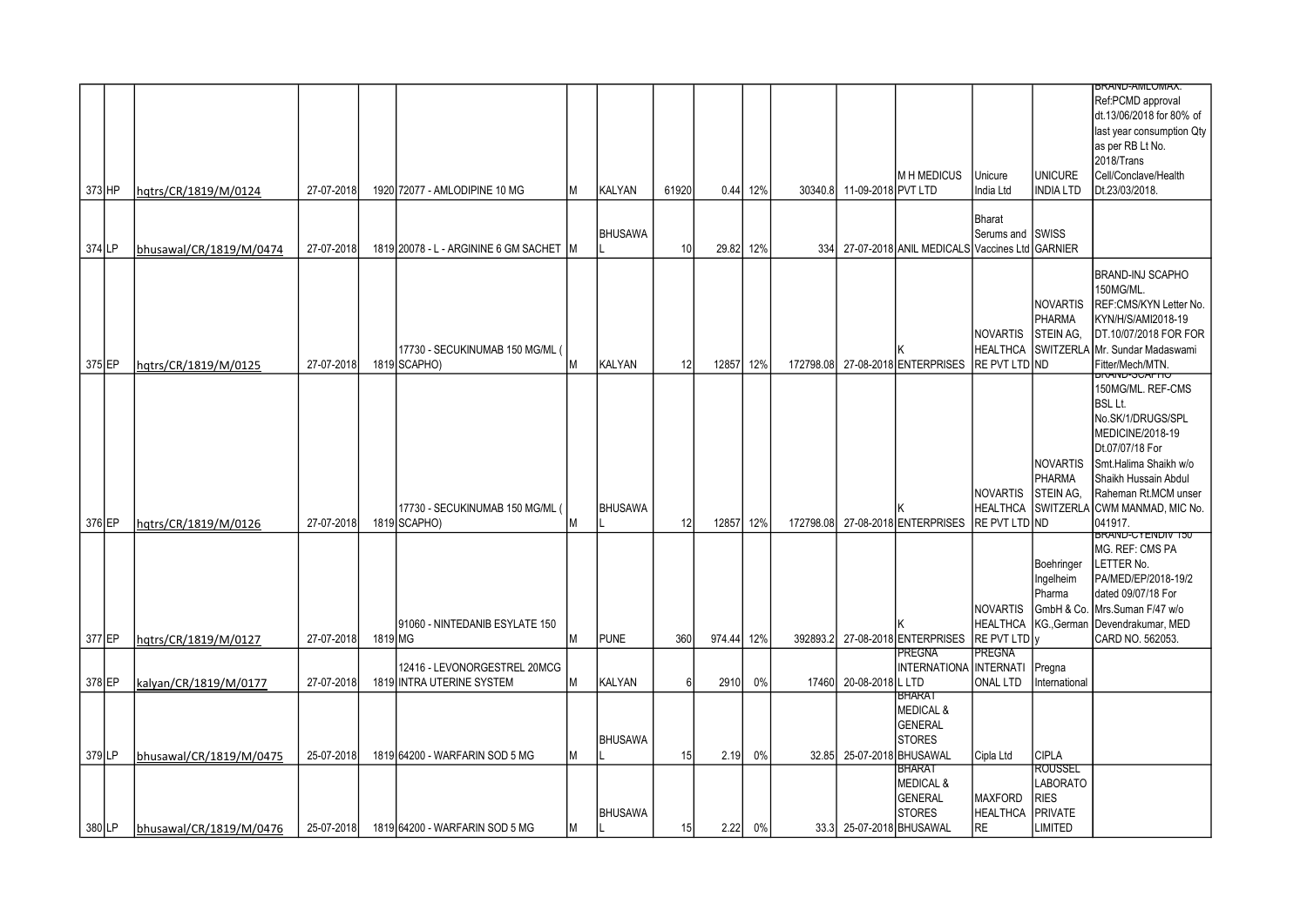| | | | | | | | | | | | | | | | | | |
|---|---|---|---|---|---|---|---|---|---|---|---|---|---|---|---|---|---|
| 373 | HP | hqtrs/CR/1819/M/0124 | 27-07-2018 | 1920 | 72077 - AMLODIPINE 10 MG | M | KALYAN | 61920 | 0.44 | 12% | 30340.8 | 11-09-2018 | M H MEDICUS PVT LTD | Unicure India Ltd | UNICURE INDIA LTD | BRAND-AMLOMAX. Ref:PCMD approval dt.13/06/2018 for 80% of last year consumption Qty as per RB Lt No. 2018/Trans Cell/Conclave/Health Dt.23/03/2018. |
| 374 | LP | bhusawal/CR/1819/M/0474 | 27-07-2018 | 1819 | 20078 - L - ARGININE 6 GM SACHET | M | BHUSAWAL | 10 | 29.82 | 12% | 334 | 27-07-2018 | ANIL MEDICALS | Bharat Serums and Vaccines Ltd | SWISS GARNIER | |
| 375 | EP | hqtrs/CR/1819/M/0125 | 27-07-2018 | 1819 | 17730 - SECUKINUMAB 150 MG/ML ( SCAPHO) | M | KALYAN | 12 | 12857 | 12% | 172798.08 | 27-08-2018 | K ENTERPRISES | NOVARTIS HEALTHCARE PVT LTD | NOVARTIS PHARMA STEIN AG, SWITZERLAND | BRAND-INJ SCAPHO 150MG/ML. REF:CMS/KYN Letter No. KYN/H/S/AMI2018-19 DT.10/07/2018 FOR FOR Mr. Sundar Madaswami Fitter/Mech/MTN. |
| 376 | EP | hqtrs/CR/1819/M/0126 | 27-07-2018 | 1819 | 17730 - SECUKINUMAB 150 MG/ML ( SCAPHO) | M | BHUSAWAL | 12 | 12857 | 12% | 172798.08 | 27-08-2018 | K ENTERPRISES | NOVARTIS HEALTHCARE PVT LTD | NOVARTIS PHARMA STEIN AG, SWITZERLAND | BRAND-SCAPHO 150MG/ML. REF-CMS BSL Lt. No.SK/1/DRUGS/SPL MEDICINE/2018-19 Dt.07/07/18 For Smt.Halima Shaikh w/o Shaikh Hussain Abdul Raheman Rt.MCM unser CWM MANMAD, MIC No. 041917. |
| 377 | EP | hqtrs/CR/1819/M/0127 | 27-07-2018 | 1819 | 91060 - NINTEDANIB ESYLATE 150 MG | M | PUNE | 360 | 974.44 | 12% | 392893.2 | 27-08-2018 | K ENTERPRISES | NOVARTIS HEALTHCARE PVT LTD | Boehringer Ingelheim Pharma GmbH & Co. KG.,Germany | BRAND-CYTENDIV 150 MG. REF: CMS PA LETTER No. PA/MED/EP/2018-19/2 dated 09/07/18 For Mrs.Suman F/47 w/o Devendrakumar, MED CARD NO. 562053. |
| 378 | EP | kalyan/CR/1819/M/0177 | 27-07-2018 | 1819 | 12416 - LEVONORGESTREL 20MCG INTRA UTERINE SYSTEM | M | KALYAN | 6 | 2910 | 0% | 17460 | 20-08-2018 | PREGNA INTERNATIONAL LTD | PREGNA INTERNATIONAL LTD | Pregna International | |
| 379 | LP | bhusawal/CR/1819/M/0475 | 25-07-2018 | 1819 | 64200 - WARFARIN SOD 5 MG | M | BHUSAWAL | 15 | 2.19 | 0% | 32.85 | 25-07-2018 | BHARAT MEDICAL & GENERAL STORES BHUSAWAL | Cipla Ltd | CIPLA | |
| 380 | LP | bhusawal/CR/1819/M/0476 | 25-07-2018 | 1819 | 64200 - WARFARIN SOD 5 MG | M | BHUSAWAL | 15 | 2.22 | 0% | 33.3 | 25-07-2018 | BHARAT MEDICAL & GENERAL STORES BHUSAWAL | MAXFORD HEALTHCARE | ROUSSEL LABORATORIES PRIVATE LIMITED | |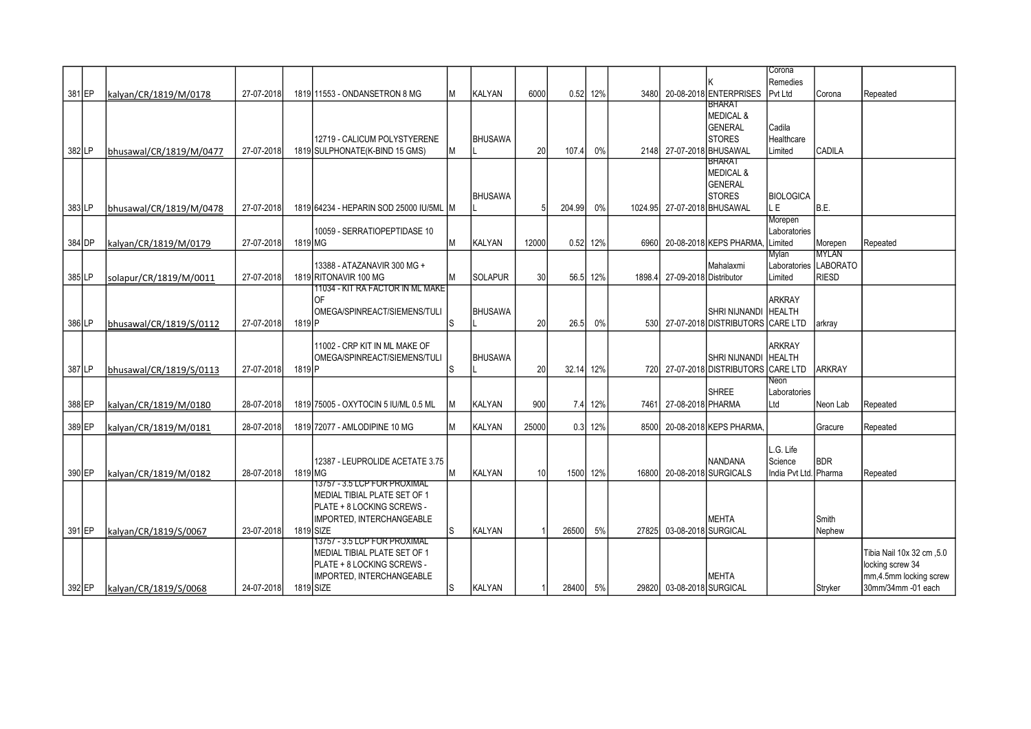| 381 | EP | kalyan/CR/1819/M/0178 | 27-07-2018 | 1819 | 11553 - ONDANSETRON 8 MG | M | KALYAN | 6000 | 0.52 | 12% | 3480 | 20-08-2018 | K ENTERPRISES | Corona Remedies Pvt Ltd | Corona | Repeated |
|---|---|---|---|---|---|---|---|---|---|---|---|---|---|---|---|---|
| 382 | LP | bhusawal/CR/1819/M/0477 | 27-07-2018 | 1819 | 12719 - CALICUM POLYSTYERENE SULPHONATE(K-BIND 15 GMS) | M | BHUSAWAL | 20 | 107.4 | 0% | 2148 | 27-07-2018 | BHARAT MEDICAL & GENERAL STORES BHUSAWAL | Cadila Healthcare Limited | CADILA | |
| 383 | LP | bhusawal/CR/1819/M/0478 | 27-07-2018 | 1819 | 64234 - HEPARIN SOD 25000 IU/5ML | M | BHUSAWAL | 5 | 204.99 | 0% | 1024.95 | 27-07-2018 | BHARAT MEDICAL & GENERAL STORES BHUSAWAL | BIOLOGICAL E | B.E. | |
| 384 | DP | kalyan/CR/1819/M/0179 | 27-07-2018 | 1819 | 10059 - SERRATIOPEPTIDASE 10 MG | M | KALYAN | 12000 | 0.52 | 12% | 6960 | 20-08-2018 | KEPS PHARMA, | Morepen Laboratories Limited | Morepen | Repeated |
| 385 | LP | solapur/CR/1819/M/0011 | 27-07-2018 | 1819 | 13388 - ATAZANAVIR 300 MG + RITONAVIR 100 MG | M | SOLAPUR | 30 | 56.5 | 12% | 1898.4 | 27-09-2018 | Mahalaxmi Distributor | Mylan Laboratories Limited | MYLAN LABORATORIESD | |
| 386 | LP | bhusawal/CR/1819/S/0112 | 27-07-2018 | 1819 | 11034 - KIT RA FACTOR IN ML MAKE OF OMEGA/SPINREACT/SIEMENS/TULIP | S | BHUSAWAL | 20 | 26.5 | 0% | 530 | 27-07-2018 | SHRI NIJNANDI DISTRIBUTORS | ARKRAY HEALTH CARE LTD | arkray | |
| 387 | LP | bhusawal/CR/1819/S/0113 | 27-07-2018 | 1819 | 11002 - CRP KIT IN ML MAKE OF OMEGA/SPINREACT/SIEMENS/TULIP | S | BHUSAWAL | 20 | 32.14 | 12% | 720 | 27-07-2018 | SHRI NIJNANDI DISTRIBUTORS | ARKRAY HEALTH CARE LTD | ARKRAY | |
| 388 | EP | kalyan/CR/1819/M/0180 | 28-07-2018 | 1819 | 75005 - OXYTOCIN 5 IU/ML 0.5 ML | M | KALYAN | 900 | 7.4 | 12% | 7461 | 27-08-2018 | SHREE PHARMA | Neon Laboratories Ltd | Neon Lab | Repeated |
| 389 | EP | kalyan/CR/1819/M/0181 | 28-07-2018 | 1819 | 72077 - AMLODIPINE 10 MG | M | KALYAN | 25000 | 0.3 | 12% | 8500 | 20-08-2018 | KEPS PHARMA, | | Gracure | Repeated |
| 390 | EP | kalyan/CR/1819/M/0182 | 28-07-2018 | 1819 | 12387 - LEUPROLIDE ACETATE 3.75 MG | M | KALYAN | 10 | 1500 | 12% | 16800 | 20-08-2018 | NANDANA SURGICALS | L.G. Life Science India Pvt Ltd. | BDR Pharma | Repeated |
| 391 | EP | kalyan/CR/1819/S/0067 | 23-07-2018 | 1819 | 13757 - 3.5 LCP FOR PROXIMAL MEDIAL TIBIAL PLATE SET OF 1 PLATE + 8 LOCKING SCREWS - IMPORTED, INTERCHANGEABLE SIZE | S | KALYAN | 1 | 26500 | 5% | 27825 | 03-08-2018 | MEHTA SURGICAL | | Smith Nephew | |
| 392 | EP | kalyan/CR/1819/S/0068 | 24-07-2018 | 1819 | 13757 - 3.5 LCP FOR PROXIMAL MEDIAL TIBIAL PLATE SET OF 1 PLATE + 8 LOCKING SCREWS - IMPORTED, INTERCHANGEABLE SIZE | S | KALYAN | 1 | 28400 | 5% | 29820 | 03-08-2018 | MEHTA SURGICAL | | Stryker | Tibia Nail 10x 32 cm ,5.0 locking screw 34 mm,4.5mm locking screw 30mm/34mm -01 each |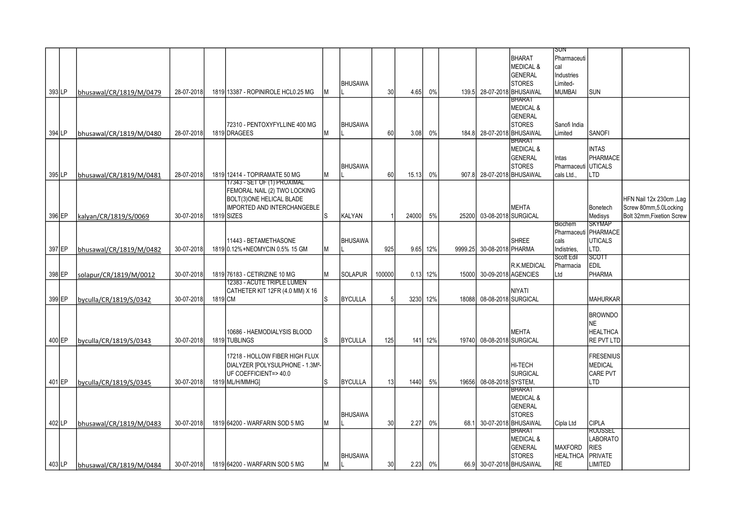| | | | | | | | | | | | | | | | | |
|---|---|---|---|---|---|---|---|---|---|---|---|---|---|---|---|---|
| 393 | LP | bhusawal/CR/1819/M/0479 | 28-07-2018 | 1819 | 13387 - ROPINIROLE HCL0.25 MG | M | BHUSAWAL | 30 | 4.65 | 0% | 139.5 | 28-07-2018 | BHARAT MEDICAL & GENERAL STORES BHUSAWAL | SUN Pharmaceutical Industries Limited-MUMBAI | SUN | |
| 394 | LP | bhusawal/CR/1819/M/0480 | 28-07-2018 | 1819 | 72310 - PENTOXYFYLLINE 400 MG DRAGEES | M | BHUSAWAL | 60 | 3.08 | 0% | 184.8 | 28-07-2018 | BHARAT MEDICAL & GENERAL STORES BHUSAWAL | Sanofi India Limited | SANOFI | |
| 395 | LP | bhusawal/CR/1819/M/0481 | 28-07-2018 | 1819 | 12414 - TOPIRAMATE 50 MG | M | BHUSAWAL | 60 | 15.13 | 0% | 907.8 | 28-07-2018 | BHARAT MEDICAL & GENERAL STORES BHUSAWAL | Intas Pharmaceuticals Ltd., | INTAS PHARMACEUTICALS LTD | |
| 396 | EP | kalyan/CR/1819/S/0069 | 30-07-2018 | 1819 | 17343 - SET OF (1) PROXIMAL FEMORAL NAIL (2) TWO LOCKING BOLT(3)ONE HELICAL BLADE IMPORTED AND INTERCHANGEBLE SIZES | S | KALYAN | 1 | 24000 | 5% | 25200 | 03-08-2018 | MEHTA SURGICAL | | Bonetech Medisys | HFN Nail 12x 230cm ,Lag Screw 80mm,5.0Locking Bolt 32mm,Fixetion Screw |
| 397 | EP | bhusawal/CR/1819/M/0482 | 30-07-2018 | 1819 | 11443 - BETAMETHASONE 0.12%+NEOMYCIN 0.5% 15 GM | M | BHUSAWAL | 925 | 9.65 | 12% | 9999.25 | 30-08-2018 | SHREE PHARMA | Biochem Pharmaceuticals Indistries, | SKYMAP PHARMACEUTICALS LTD. | |
| 398 | EP | solapur/CR/1819/M/0012 | 30-07-2018 | 1819 | 76183 - CETIRIZINE 10 MG | M | SOLAPUR | 100000 | 0.13 | 12% | 15000 | 30-09-2018 | R.K.MEDICAL AGENCIES | Scott Edil Pharmacia Ltd | SCOTT EDIL PHARMA | |
| 399 | EP | byculla/CR/1819/S/0342 | 30-07-2018 | 1819 | 12383 - ACUTE TRIPLE LUMEN CATHETER KIT 12FR (4.0 MM) X 16 CM | S | BYCULLA | 5 | 3230 | 12% | 18088 | 08-08-2018 | NIYATI SURGICAL | | MAHURKAR | |
| 400 | EP | byculla/CR/1819/S/0343 | 30-07-2018 | 1819 | 10686 - HAEMODIALYSIS BLOOD TUBLINGS | S | BYCULLA | 125 | 141 | 12% | 19740 | 08-08-2018 | MEHTA SURGICAL | | BROWNDONE HEALTHCARE PVT LTD | |
| 401 | EP | byculla/CR/1819/S/0345 | 30-07-2018 | 1819 | 17218 - HOLLOW FIBER HIGH FLUX DIALYZER [POLYSULPHONE - 1.3M²-UF COEFFICIENT=> 40.0 ML/H/MMHG] | S | BYCULLA | 13 | 1440 | 5% | 19656 | 08-08-2018 | HI-TECH SURGICAL SYSTEM, | | FRESENIUS MEDICAL CARE PVT LTD | |
| 402 | LP | bhusawal/CR/1819/M/0483 | 30-07-2018 | 1819 | 64200 - WARFARIN SOD 5 MG | M | BHUSAWAL | 30 | 2.27 | 0% | 68.1 | 30-07-2018 | BHARAT MEDICAL & GENERAL STORES BHUSAWAL | Cipla Ltd | CIPLA | |
| 403 | LP | bhusawal/CR/1819/M/0484 | 30-07-2018 | 1819 | 64200 - WARFARIN SOD 5 MG | M | BHUSAWAL | 30 | 2.23 | 0% | 66.9 | 30-07-2018 | BHARAT MEDICAL & GENERAL STORES BHUSAWAL | MAXFORD HEALTHCARE | ROUSSEL LABORATORIES PRIVATE LIMITED | |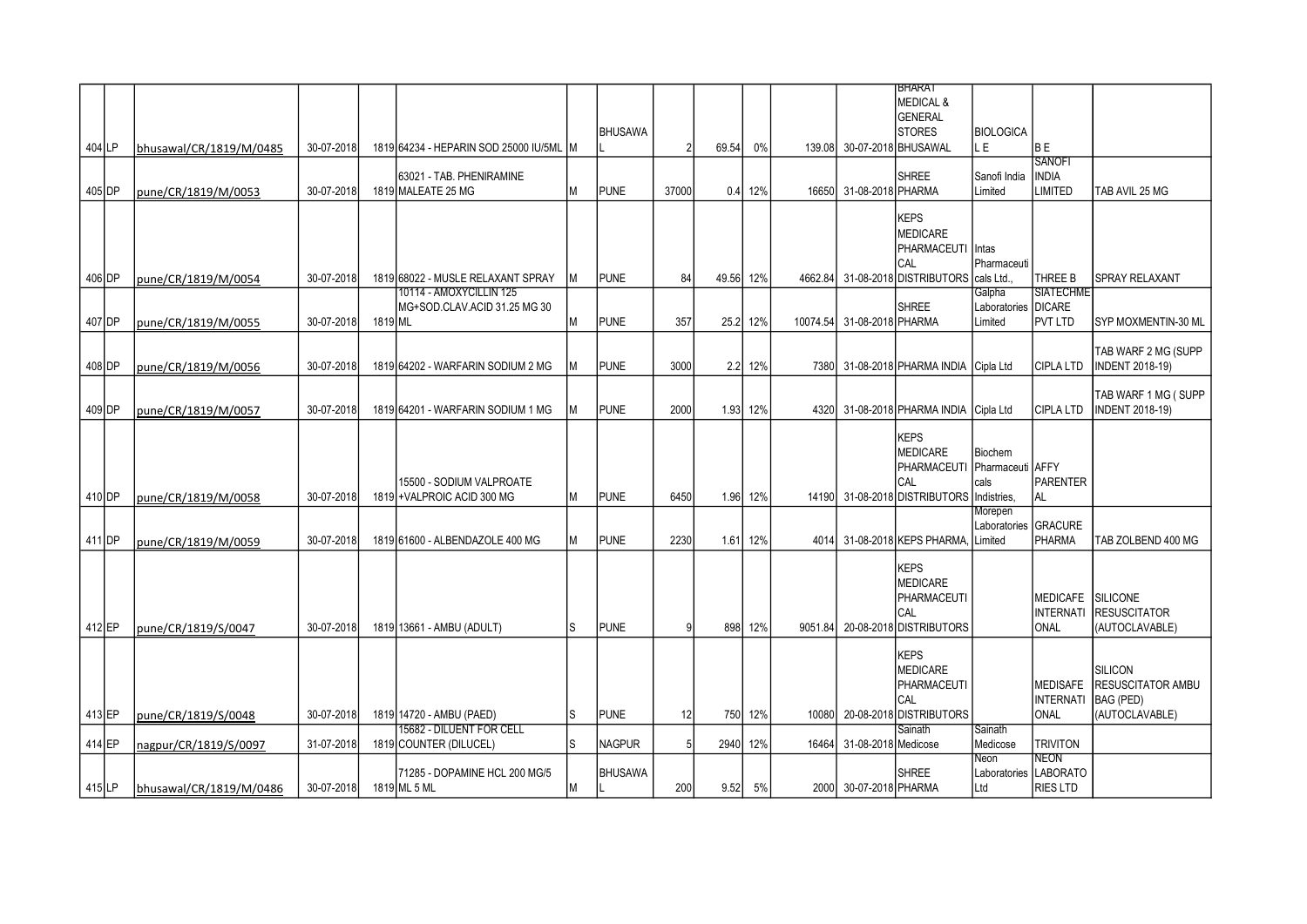| 404 | LP | bhusawal/CR/1819/M/0485 | 30-07-2018 | 1819 | 64234 - HEPARIN SOD 25000 IU/5ML | M | BHUSAWAL | 2 | 69.54 | 0% | 139.08 | 30-07-2018 | BHARAT MEDICAL & GENERAL STORES BHUSAWAL | BIOLOGICAL E | B E | |
|---|---|---|---|---|---|---|---|---|---|---|---|---|---|---|---|---|
| 405 | DP | pune/CR/1819/M/0053 | 30-07-2018 | 1819 | 63021 - TAB. PHENIRAMINE MALEATE 25 MG | M | PUNE | 37000 | 0.4 | 12% | 16650 | 31-08-2018 | SHREE PHARMA | Sanofi India Limited | SANOFI INDIA LIMITED | TAB AVIL 25 MG |
| 406 | DP | pune/CR/1819/M/0054 | 30-07-2018 | 1819 | 68022 - MUSLE RELAXANT SPRAY | M | PUNE | 84 | 49.56 | 12% | 4662.84 | 31-08-2018 | KEPS MEDICARE PHARMACEUTICAL DISTRIBUTORS | Intas Pharmaceuticals Ltd., | THREE B | SPRAY RELAXANT |
| 407 | DP | pune/CR/1819/M/0055 | 30-07-2018 | 1819 | 10114 - AMOXYCILLIN 125 MG+SOD.CLAV.ACID 31.25 MG 30 ML | M | PUNE | 357 | 25.2 | 12% | 10074.54 | 31-08-2018 | SHREE PHARMA | Galpha Laboratories Limited | SIATECHMEDICARE PVT LTD | SYP MOXMENTIN-30 ML |
| 408 | DP | pune/CR/1819/M/0056 | 30-07-2018 | 1819 | 64202 - WARFARIN SODIUM 2 MG | M | PUNE | 3000 | 2.2 | 12% | 7380 | 31-08-2018 | PHARMA INDIA | Cipla Ltd | CIPLA LTD | TAB WARF 2 MG (SUPP INDENT 2018-19) |
| 409 | DP | pune/CR/1819/M/0057 | 30-07-2018 | 1819 | 64201 - WARFARIN SODIUM 1 MG | M | PUNE | 2000 | 1.93 | 12% | 4320 | 31-08-2018 | PHARMA INDIA | Cipla Ltd | CIPLA LTD | TAB WARF 1 MG ( SUPP INDENT 2018-19) |
| 410 | DP | pune/CR/1819/M/0058 | 30-07-2018 | 1819 | 15500 - SODIUM VALPROATE +VALPROIC ACID 300 MG | M | PUNE | 6450 | 1.96 | 12% | 14190 | 31-08-2018 | KEPS MEDICARE PHARMACEUTICAL DISTRIBUTORS | Biochem Pharmaceuticals Indistries, | AFFY PARENTERAL | |
| 411 | DP | pune/CR/1819/M/0059 | 30-07-2018 | 1819 | 61600 - ALBENDAZOLE 400 MG | M | PUNE | 2230 | 1.61 | 12% | 4014 | 31-08-2018 | KEPS PHARMA, | Morepen Laboratories Limited | GRACURE PHARMA | TAB ZOLBEND 400 MG |
| 412 | EP | pune/CR/1819/S/0047 | 30-07-2018 | 1819 | 13661 - AMBU (ADULT) | S | PUNE | 9 | 898 | 12% | 9051.84 | 20-08-2018 | KEPS MEDICARE PHARMACEUTICAL DISTRIBUTORS | | MEDICAFE INTERNATIONAL | SILICONE RESUSCITATOR (AUTOCLAVABLE) |
| 413 | EP | pune/CR/1819/S/0048 | 30-07-2018 | 1819 | 14720 - AMBU (PAED) | S | PUNE | 12 | 750 | 12% | 10080 | 20-08-2018 | KEPS MEDICARE PHARMACEUTICAL DISTRIBUTORS | | MEDISAFE INTERNATIONAL | SILICON RESUSCITATOR AMBU BAG (PED) (AUTOCLAVABLE) |
| 414 | EP | nagpur/CR/1819/S/0097 | 31-07-2018 | 1819 | 15682 - DILUENT FOR CELL COUNTER (DILUCEL) | S | NAGPUR | 5 | 2940 | 12% | 16464 | 31-08-2018 | Sainath Medicose | Sainath Medicose | TRIVITON | |
| 415 | LP | bhusawal/CR/1819/M/0486 | 30-07-2018 | 1819 | 71285 - DOPAMINE HCL 200 MG/5 ML 5 ML | M | BHUSAWAL | 200 | 9.52 | 5% | 2000 | 30-07-2018 | SHREE PHARMA | Neon Laboratories Ltd | NEON LABORATORIES LTD | |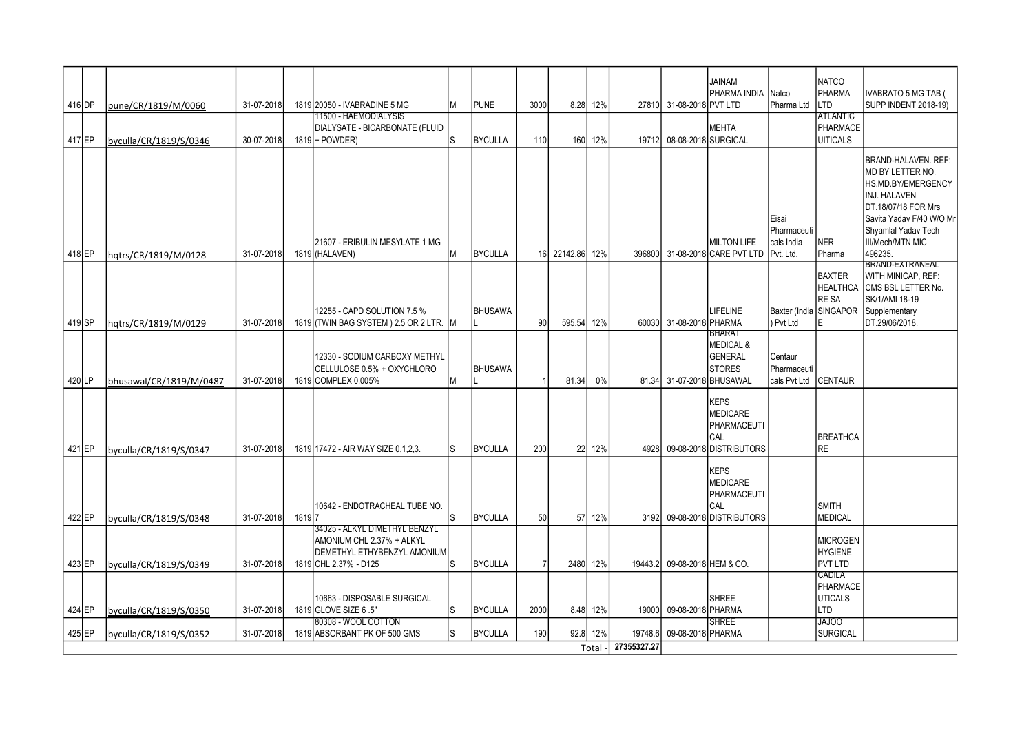| | | | | | | | | | | | | | | | | | |
|---|---|---|---|---|---|---|---|---|---|---|---|---|---|---|---|---|---|
| 416 | DP | pune/CR/1819/M/0060 | 31-07-2018 | 1819 | 20050 - IVABRADINE 5 MG | M | PUNE | 3000 | 8.28 | 12% | 27810 | 31-08-2018 | JAINAM PHARMA INDIA PVT LTD | Natco Pharma Ltd | NATCO PHARMA LTD | IVABRATO 5 MG TAB ( SUPP INDENT 2018-19) |
| 417 | EP | byculla/CR/1819/S/0346 | 30-07-2018 | 1819 | 11500 - HAEMODIALYSIS DIALYSATE - BICARBONATE (FLUID + POWDER) | S | BYCULLA | 110 | 160 | 12% | 19712 | 08-08-2018 | MEHTA SURGICAL | | ATLANTIC PHARMACEUTICALS | |
| 418 | EP | hqtrs/CR/1819/M/0128 | 31-07-2018 | 1819 | 21607 - ERIBULIN MESYLATE 1 MG (HALAVEN) | M | BYCULLA | 16 | 22142.86 | 12% | 396800 | 31-08-2018 | MILTON LIFE CARE PVT LTD | Eisai Pharmaceuticals India Pvt. Ltd. | NER Pharma | BRAND-HALAVEN. REF: MD BY LETTER NO. HS.MD.BY/EMERGENCY INJ. HALAVEN DT.18/07/18 FOR Mrs Savita Yadav F/40 W/O Mr Shyamlal Yadav Tech III/Mech/MTN MIC 496235. |
| 419 | SP | hqtrs/CR/1819/M/0129 | 31-07-2018 | 1819 | 12255 - CAPD SOLUTION 7.5 % (TWIN BAG SYSTEM ) 2.5 OR 2 LTR. | M | BHUSAWAL | 90 | 595.54 | 12% | 60030 | 31-08-2018 | LIFELINE PHARMA | Baxter (India ) Pvt Ltd | BAXTER HEALTHCARE SA SINGAPORE | BRAND-EXTRANEAL WITH MINICAP, REF: CMS BSL LETTER No. SK/1/AMI 18-19 Supplementary DT.29/06/2018. |
| 420 | LP | bhusawal/CR/1819/M/0487 | 31-07-2018 | 1819 | 12330 - SODIUM CARBOXY METHYL CELLULOSE 0.5% + OXYCHLORO COMPLEX 0.005% | M | BHUSAWAL | 1 | 81.34 | 0% | 81.34 | 31-07-2018 | BHARAT MEDICAL & GENERAL STORES BHUSAWAL | Centaur Pharmaceuticals Pvt Ltd | CENTAUR | |
| 421 | EP | byculla/CR/1819/S/0347 | 31-07-2018 | 1819 | 17472 - AIR WAY SIZE 0,1,2,3. | S | BYCULLA | 200 | 22 | 12% | 4928 | 09-08-2018 | KEPS MEDICARE PHARMACEUTICAL DISTRIBUTORS | | BREATHCARE | |
| 422 | EP | byculla/CR/1819/S/0348 | 31-07-2018 | 1819 | 10642 - ENDOTRACHEAL TUBE NO. 7 | S | BYCULLA | 50 | 57 | 12% | 3192 | 09-08-2018 | KEPS MEDICARE PHARMACEUTICAL DISTRIBUTORS | | SMITH MEDICAL | |
| 423 | EP | byculla/CR/1819/S/0349 | 31-07-2018 | 1819 | 34025 - ALKYL DIMETHYL BENZYL AMONIUM CHL 2.37% + ALKYL DEMETHYL ETHYBENZYL AMONIUM CHL 2.37% - D125 | S | BYCULLA | 7 | 2480 | 12% | 19443.2 | 09-08-2018 | HEM & CO. | | MICROGEN HYGIENE PVT LTD | |
| 424 | EP | byculla/CR/1819/S/0350 | 31-07-2018 | 1819 | 10663 - DISPOSABLE SURGICAL GLOVE SIZE 6 .5" | S | BYCULLA | 2000 | 8.48 | 12% | 19000 | 09-08-2018 | SHREE PHARMA | | CADILA PHARMACEUTICALS LTD | |
| 425 | EP | byculla/CR/1819/S/0352 | 31-07-2018 | 1819 | 80308 - WOOL COTTON ABSORBANT PK OF 500 GMS | S | BYCULLA | 190 | 92.8 | 12% | 19748.6 | 09-08-2018 | SHREE PHARMA | | JAJOO SURGICAL | |
| | | | | | | | | | | Total - | 27355327.27 | | | | | |